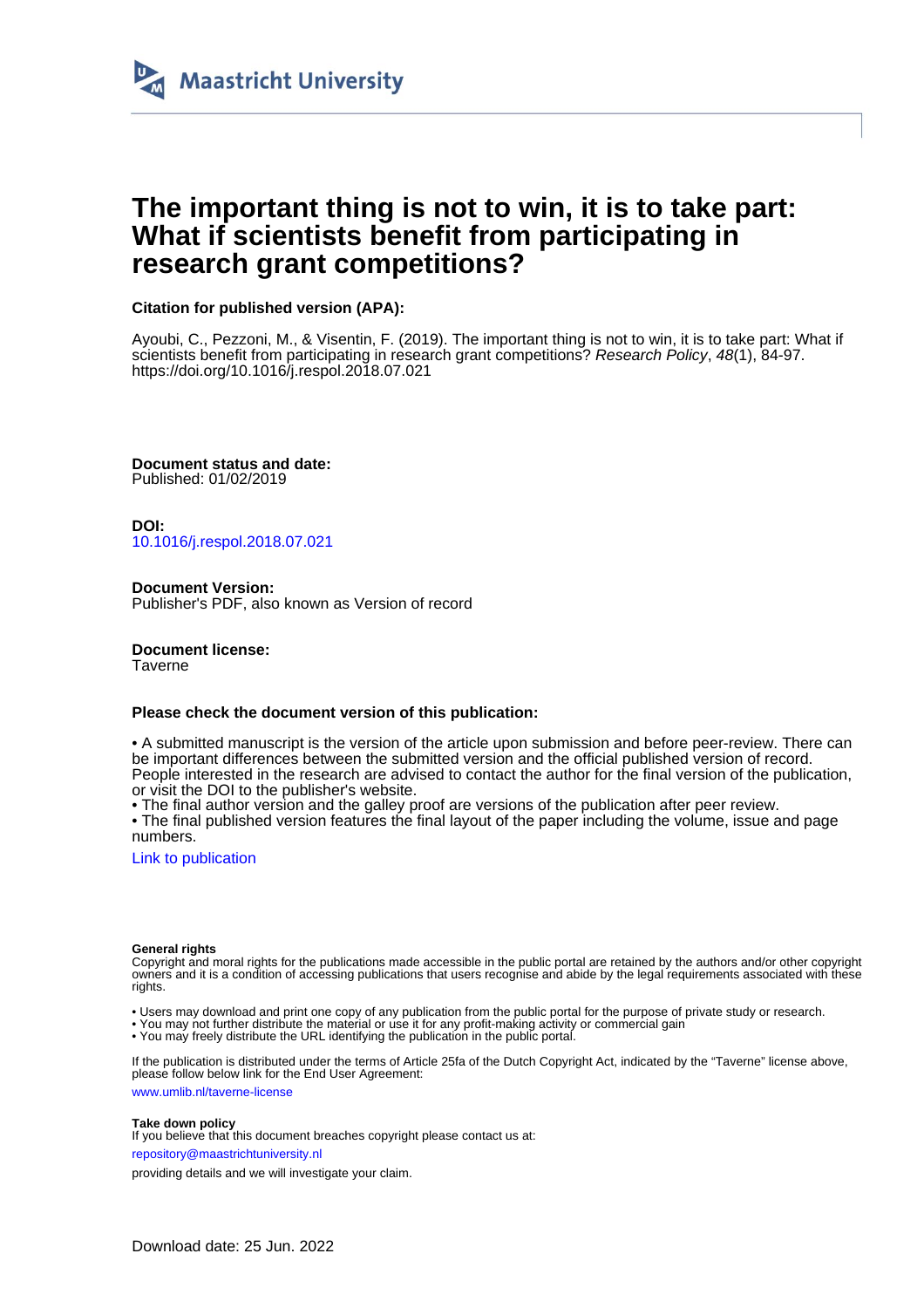Maastricht University

# The important thing is not to win, it is to take part: What if scientists benefit from participating in research grant competitions?

**Citation for published version (APA):**

Ayoubi, C., Pezzoni, M., & Visentin, F. (2019). The important thing is not to win, it is to take part: What if scientists benefit from participating in research grant competitions? *Research Policy*, *48*(1), 84-97. https://doi.org/10.1016/j.respol.2018.07.021

**Document status and date:**
Published: 01/02/2019

**DOI:**
10.1016/j.respol.2018.07.021

**Document Version:**
Publisher's PDF, also known as Version of record

**Document license:**
Taverne

**Please check the document version of this publication:**

• A submitted manuscript is the version of the article upon submission and before peer-review. There can be important differences between the submitted version and the official published version of record. People interested in the research are advised to contact the author for the final version of the publication, or visit the DOI to the publisher's website.
• The final author version and the galley proof are versions of the publication after peer review.
• The final published version features the final layout of the paper including the volume, issue and page numbers.

Link to publication

**General rights**
Copyright and moral rights for the publications made accessible in the public portal are retained by the authors and/or other copyright owners and it is a condition of accessing publications that users recognise and abide by the legal requirements associated with these rights.

• Users may download and print one copy of any publication from the public portal for the purpose of private study or research.
• You may not further distribute the material or use it for any profit-making activity or commercial gain
• You may freely distribute the URL identifying the publication in the public portal.

If the publication is distributed under the terms of Article 25fa of the Dutch Copyright Act, indicated by the "Taverne" license above, please follow below link for the End User Agreement:

www.umlib.nl/taverne-license

**Take down policy**
If you believe that this document breaches copyright please contact us at:

repository@maastrichtuniversity.nl

providing details and we will investigate your claim.

Download date: 25 Jun. 2022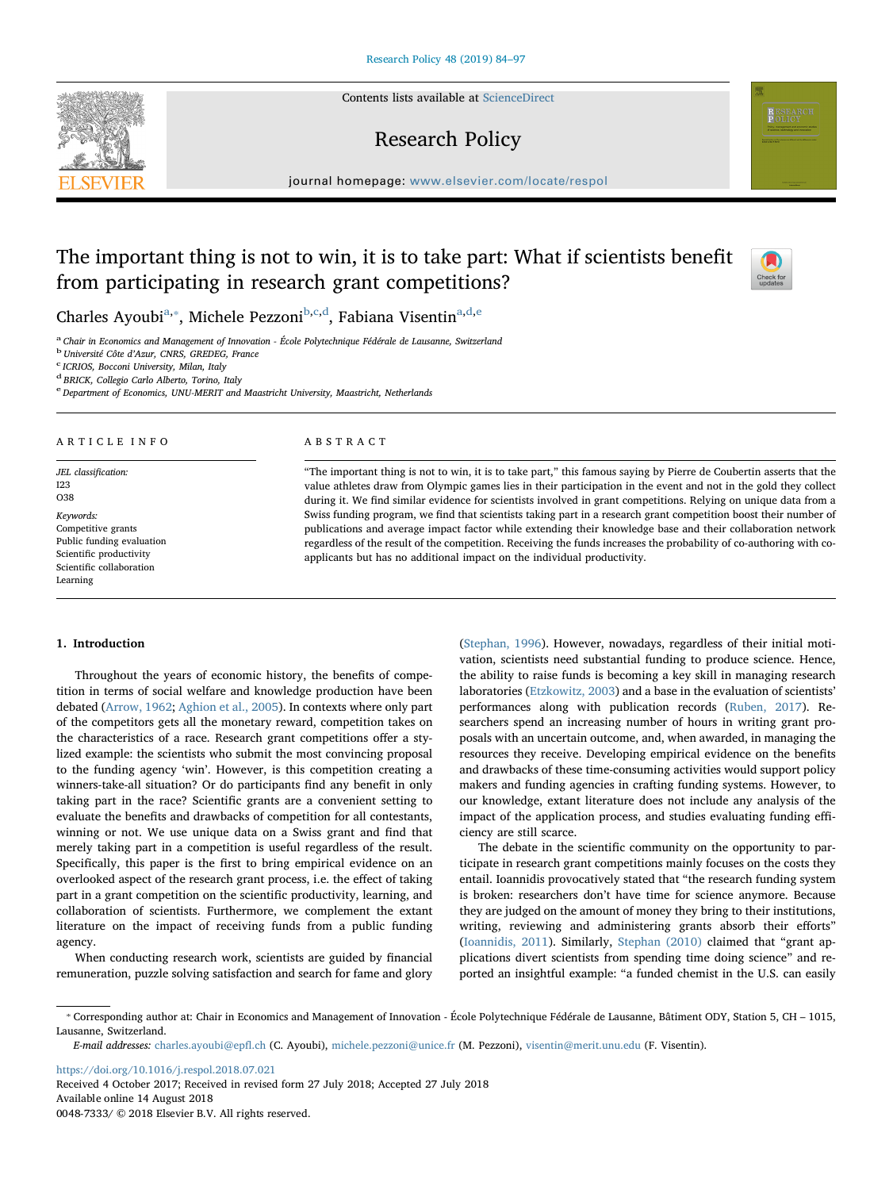# The important thing is not to win, it is to take part: What if scientists benefit from participating in research grant competitions?

Charles Ayoubi[a,*], Michele Pezzoni[b,c,d], Fabiana Visentin[a,d,e]

[a] Chair in Economics and Management of Innovation - École Polytechnique Fédérale de Lausanne, Switzerland
[b] Université Côte d'Azur, CNRS, GREDEG, France
[c] ICRIOS, Bocconi University, Milan, Italy
[d] BRICK, Collegio Carlo Alberto, Torino, Italy
[e] Department of Economics, UNU-MERIT and Maastricht University, Maastricht, Netherlands

## ARTICLE INFO

*JEL classification:*
I23
O38

*Keywords:*
Competitive grants
Public funding evaluation
Scientific productivity
Scientific collaboration
Learning

## ABSTRACT

"The important thing is not to win, it is to take part," this famous saying by Pierre de Coubertin asserts that the value athletes draw from Olympic games lies in their participation in the event and not in the gold they collect during it. We find similar evidence for scientists involved in grant competitions. Relying on unique data from a Swiss funding program, we find that scientists taking part in a research grant competition boost their number of publications and average impact factor while extending their knowledge base and their collaboration network regardless of the result of the competition. Receiving the funds increases the probability of co-authoring with co-applicants but has no additional impact on the individual productivity.

## 1. Introduction

Throughout the years of economic history, the benefits of competition in terms of social welfare and knowledge production have been debated (Arrow, 1962; Aghion et al., 2005). In contexts where only part of the competitors gets all the monetary reward, competition takes on the characteristics of a race. Research grant competitions offer a stylized example: the scientists who submit the most convincing proposal to the funding agency 'win'. However, is this competition creating a winners-take-all situation? Or do participants find any benefit in only taking part in the race? Scientific grants are a convenient setting to evaluate the benefits and drawbacks of competition for all contestants, winning or not. We use unique data on a Swiss grant and find that merely taking part in a competition is useful regardless of the result. Specifically, this paper is the first to bring empirical evidence on an overlooked aspect of the research grant process, i.e. the effect of taking part in a grant competition on the scientific productivity, learning, and collaboration of scientists. Furthermore, we complement the extant literature on the impact of receiving funds from a public funding agency.

When conducting research work, scientists are guided by financial remuneration, puzzle solving satisfaction and search for fame and glory (Stephan, 1996). However, nowadays, regardless of their initial motivation, scientists need substantial funding to produce science. Hence, the ability to raise funds is becoming a key skill in managing research laboratories (Etzkowitz, 2003) and a base in the evaluation of scientists' performances along with publication records (Ruben, 2017). Researchers spend an increasing number of hours in writing grant proposals with an uncertain outcome, and, when awarded, in managing the resources they receive. Developing empirical evidence on the benefits and drawbacks of these time-consuming activities would support policy makers and funding agencies in crafting funding systems. However, to our knowledge, extant literature does not include any analysis of the impact of the application process, and studies evaluating funding efficiency are still scarce.

The debate in the scientific community on the opportunity to participate in research grant competitions mainly focuses on the costs they entail. Ioannidis provocatively stated that "the research funding system is broken: researchers don't have time for science anymore. Because they are judged on the amount of money they bring to their institutions, writing, reviewing and administering grants absorb their efforts" (Ioannidis, 2011). Similarly, Stephan (2010) claimed that "grant applications divert scientists from spending time doing science" and reported an insightful example: "a funded chemist in the U.S. can easily

* Corresponding author at: Chair in Economics and Management of Innovation - École Polytechnique Fédérale de Lausanne, Bâtiment ODY, Station 5, CH – 1015, Lausanne, Switzerland.
*E-mail addresses:* charles.ayoubi@epfl.ch (C. Ayoubi), michele.pezzoni@unice.fr (M. Pezzoni), visentin@merit.unu.edu (F. Visentin).

https://doi.org/10.1016/j.respol.2018.07.021
Received 4 October 2017; Received in revised form 27 July 2018; Accepted 27 July 2018
Available online 14 August 2018
0048-7333/ © 2018 Elsevier B.V. All rights reserved.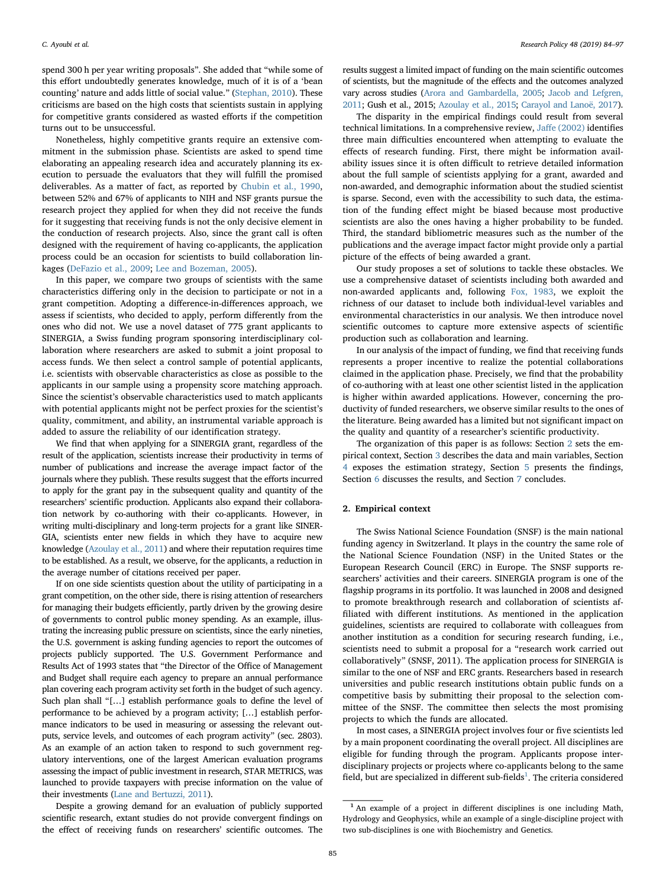spend 300 h per year writing proposals". She added that "while some of this effort undoubtedly generates knowledge, much of it is of a 'bean counting' nature and adds little of social value." (Stephan, 2010). These criticisms are based on the high costs that scientists sustain in applying for competitive grants considered as wasted efforts if the competition turns out to be unsuccessful.

Nonetheless, highly competitive grants require an extensive commitment in the submission phase. Scientists are asked to spend time elaborating an appealing research idea and accurately planning its execution to persuade the evaluators that they will fulfill the promised deliverables. As a matter of fact, as reported by Chubin et al., 1990, between 52% and 67% of applicants to NIH and NSF grants pursue the research project they applied for when they did not receive the funds for it suggesting that receiving funds is not the only decisive element in the conduction of research projects. Also, since the grant call is often designed with the requirement of having co-applicants, the application process could be an occasion for scientists to build collaboration linkages (DeFazio et al., 2009; Lee and Bozeman, 2005).

In this paper, we compare two groups of scientists with the same characteristics differing only in the decision to participate or not in a grant competition. Adopting a difference-in-differences approach, we assess if scientists, who decided to apply, perform differently from the ones who did not. We use a novel dataset of 775 grant applicants to SINERGIA, a Swiss funding program sponsoring interdisciplinary collaboration where researchers are asked to submit a joint proposal to access funds. We then select a control sample of potential applicants, i.e. scientists with observable characteristics as close as possible to the applicants in our sample using a propensity score matching approach. Since the scientist's observable characteristics used to match applicants with potential applicants might not be perfect proxies for the scientist's quality, commitment, and ability, an instrumental variable approach is added to assure the reliability of our identification strategy.

We find that when applying for a SINERGIA grant, regardless of the result of the application, scientists increase their productivity in terms of number of publications and increase the average impact factor of the journals where they publish. These results suggest that the efforts incurred to apply for the grant pay in the subsequent quality and quantity of the researchers' scientific production. Applicants also expand their collaboration network by co-authoring with their co-applicants. However, in writing multi-disciplinary and long-term projects for a grant like SINERGIA, scientists enter new fields in which they have to acquire new knowledge (Azoulay et al., 2011) and where their reputation requires time to be established. As a result, we observe, for the applicants, a reduction in the average number of citations received per paper.

If on one side scientists question about the utility of participating in a grant competition, on the other side, there is rising attention of researchers for managing their budgets efficiently, partly driven by the growing desire of governments to control public money spending. As an example, illustrating the increasing public pressure on scientists, since the early nineties, the U.S. government is asking funding agencies to report the outcomes of projects publicly supported. The U.S. Government Performance and Results Act of 1993 states that "the Director of the Office of Management and Budget shall require each agency to prepare an annual performance plan covering each program activity set forth in the budget of such agency. Such plan shall "[…] establish performance goals to define the level of performance to be achieved by a program activity; […] establish performance indicators to be used in measuring or assessing the relevant outputs, service levels, and outcomes of each program activity" (sec. 2803). As an example of an action taken to respond to such government regulatory interventions, one of the largest American evaluation programs assessing the impact of public investment in research, STAR METRICS, was launched to provide taxpayers with precise information on the value of their investments (Lane and Bertuzzi, 2011).

Despite a growing demand for an evaluation of publicly supported scientific research, extant studies do not provide convergent findings on the effect of receiving funds on researchers' scientific outcomes. The results suggest a limited impact of funding on the main scientific outcomes of scientists, but the magnitude of the effects and the outcomes analyzed vary across studies (Arora and Gambardella, 2005; Jacob and Lefgren, 2011; Gush et al., 2015; Azoulay et al., 2015; Carayol and Lanoë, 2017).

The disparity in the empirical findings could result from several technical limitations. In a comprehensive review, Jaffe (2002) identifies three main difficulties encountered when attempting to evaluate the effects of research funding. First, there might be information availability issues since it is often difficult to retrieve detailed information about the full sample of scientists applying for a grant, awarded and non-awarded, and demographic information about the studied scientist is sparse. Second, even with the accessibility to such data, the estimation of the funding effect might be biased because most productive scientists are also the ones having a higher probability to be funded. Third, the standard bibliometric measures such as the number of the publications and the average impact factor might provide only a partial picture of the effects of being awarded a grant.

Our study proposes a set of solutions to tackle these obstacles. We use a comprehensive dataset of scientists including both awarded and non-awarded applicants and, following Fox, 1983, we exploit the richness of our dataset to include both individual-level variables and environmental characteristics in our analysis. We then introduce novel scientific outcomes to capture more extensive aspects of scientific production such as collaboration and learning.

In our analysis of the impact of funding, we find that receiving funds represents a proper incentive to realize the potential collaborations claimed in the application phase. Precisely, we find that the probability of co-authoring with at least one other scientist listed in the application is higher within awarded applications. However, concerning the productivity of funded researchers, we observe similar results to the ones of the literature. Being awarded has a limited but not significant impact on the quality and quantity of a researcher's scientific productivity.

The organization of this paper is as follows: Section 2 sets the empirical context, Section 3 describes the data and main variables, Section 4 exposes the estimation strategy, Section 5 presents the findings, Section 6 discusses the results, and Section 7 concludes.

## 2. Empirical context

The Swiss National Science Foundation (SNSF) is the main national funding agency in Switzerland. It plays in the country the same role of the National Science Foundation (NSF) in the United States or the European Research Council (ERC) in Europe. The SNSF supports researchers' activities and their careers. SINERGIA program is one of the flagship programs in its portfolio. It was launched in 2008 and designed to promote breakthrough research and collaboration of scientists affiliated with different institutions. As mentioned in the application guidelines, scientists are required to collaborate with colleagues from another institution as a condition for securing research funding, i.e., scientists need to submit a proposal for a "research work carried out collaboratively" (SNSF, 2011). The application process for SINERGIA is similar to the one of NSF and ERC grants. Researchers based in research universities and public research institutions obtain public funds on a competitive basis by submitting their proposal to the selection committee of the SNSF. The committee then selects the most promising projects to which the funds are allocated.

In most cases, a SINERGIA project involves four or five scientists led by a main proponent coordinating the overall project. All disciplines are eligible for funding through the program. Applicants propose interdisciplinary projects or projects where co-applicants belong to the same field, but are specialized in different sub-fields[1]. The criteria considered

[1] An example of a project in different disciplines is one including Math, Hydrology and Geophysics, while an example of a single-discipline project with two sub-disciplines is one with Biochemistry and Genetics.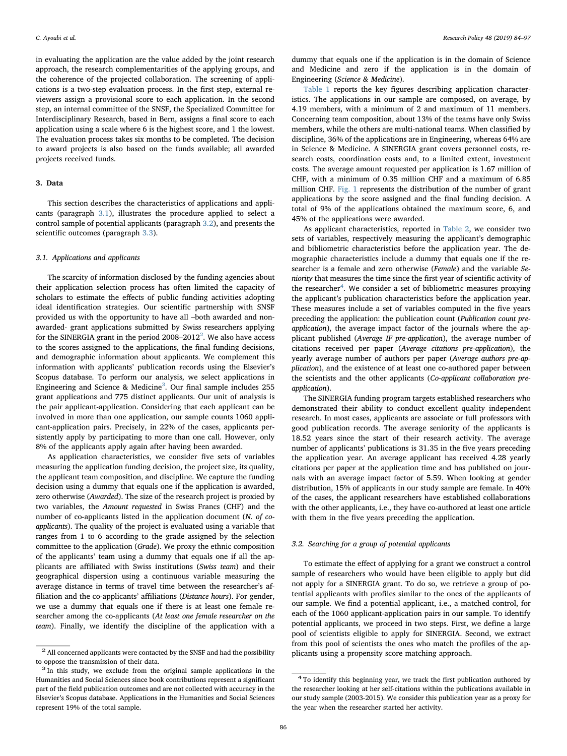in evaluating the application are the value added by the joint research approach, the research complementarities of the applying groups, and the coherence of the projected collaboration. The screening of applications is a two-step evaluation process. In the first step, external reviewers assign a provisional score to each application. In the second step, an internal committee of the SNSF, the Specialized Committee for Interdisciplinary Research, based in Bern, assigns a final score to each application using a scale where 6 is the highest score, and 1 the lowest. The evaluation process takes six months to be completed. The decision to award projects is also based on the funds available; all awarded projects received funds.

## 3. Data

This section describes the characteristics of applications and applicants (paragraph 3.1), illustrates the procedure applied to select a control sample of potential applicants (paragraph 3.2), and presents the scientific outcomes (paragraph 3.3).

### 3.1. Applications and applicants

The scarcity of information disclosed by the funding agencies about their application selection process has often limited the capacity of scholars to estimate the effects of public funding activities adopting ideal identification strategies. Our scientific partnership with SNSF provided us with the opportunity to have all –both awarded and non-awarded- grant applications submitted by Swiss researchers applying for the SINERGIA grant in the period 2008–2012[2]. We also have access to the scores assigned to the applications, the final funding decisions, and demographic information about applicants. We complement this information with applicants' publication records using the Elsevier's Scopus database. To perform our analysis, we select applications in Engineering and Science & Medicine[3]. Our final sample includes 255 grant applications and 775 distinct applicants. Our unit of analysis is the pair applicant-application. Considering that each applicant can be involved in more than one application, our sample counts 1060 applicant-application pairs. Precisely, in 22% of the cases, applicants persistently apply by participating to more than one call. However, only 8% of the applicants apply again after having been awarded.

As application characteristics, we consider five sets of variables measuring the application funding decision, the project size, its quality, the applicant team composition, and discipline. We capture the funding decision using a dummy that equals one if the application is awarded, zero otherwise (*Awarded*). The size of the research project is proxied by two variables, the *Amount requested* in Swiss Francs (CHF) and the number of co-applicants listed in the application document (*N. of co-applicants*). The quality of the project is evaluated using a variable that ranges from 1 to 6 according to the grade assigned by the selection committee to the application (*Grade*). We proxy the ethnic composition of the applicants' team using a dummy that equals one if all the applicants are affiliated with Swiss institutions (*Swiss team*) and their geographical dispersion using a continuous variable measuring the average distance in terms of travel time between the researcher's affiliation and the co-applicants' affiliations (*Distance hours*). For gender, we use a dummy that equals one if there is at least one female researcher among the co-applicants (*At least one female researcher on the team*). Finally, we identify the discipline of the application with a dummy that equals one if the application is in the domain of Science and Medicine and zero if the application is in the domain of Engineering (*Science & Medicine*).

Table 1 reports the key figures describing application characteristics. The applications in our sample are composed, on average, by 4.19 members, with a minimum of 2 and maximum of 11 members. Concerning team composition, about 13% of the teams have only Swiss members, while the others are multi-national teams. When classified by discipline, 36% of the applications are in Engineering, whereas 64% are in Science & Medicine. A SINERGIA grant covers personnel costs, research costs, coordination costs and, to a limited extent, investment costs. The average amount requested per application is 1.67 million of CHF, with a minimum of 0.35 million CHF and a maximum of 6.85 million CHF. Fig. 1 represents the distribution of the number of grant applications by the score assigned and the final funding decision. A total of 9% of the applications obtained the maximum score, 6, and 45% of the applications were awarded.

As applicant characteristics, reported in Table 2, we consider two sets of variables, respectively measuring the applicant's demographic and bibliometric characteristics before the application year. The demographic characteristics include a dummy that equals one if the researcher is a female and zero otherwise (*Female*) and the variable *Seniority* that measures the time since the first year of scientific activity of the researcher[4]. We consider a set of bibliometric measures proxying the applicant's publication characteristics before the application year. These measures include a set of variables computed in the five years preceding the application: the publication count (*Publication count pre-application*), the average impact factor of the journals where the applicant published (*Average IF pre-application*), the average number of citations received per paper (*Average citations pre-application*), the yearly average number of authors per paper (*Average authors pre-application*), and the existence of at least one co-authored paper between the scientists and the other applicants (*Co-applicant collaboration pre-application*).

The SINERGIA funding program targets established researchers who demonstrated their ability to conduct excellent quality independent research. In most cases, applicants are associate or full professors with good publication records. The average seniority of the applicants is 18.52 years since the start of their research activity. The average number of applicants' publications is 31.35 in the five years preceding the application year. An average applicant has received 4.28 yearly citations per paper at the application time and has published on journals with an average impact factor of 5.59. When looking at gender distribution, 15% of applicants in our study sample are female. In 40% of the cases, the applicant researchers have established collaborations with the other applicants, i.e., they have co-authored at least one article with them in the five years preceding the application.

### 3.2. Searching for a group of potential applicants

To estimate the effect of applying for a grant we construct a control sample of researchers who would have been eligible to apply but did not apply for a SINERGIA grant. To do so, we retrieve a group of potential applicants with profiles similar to the ones of the applicants of our sample. We find a potential applicant, i.e., a matched control, for each of the 1060 applicant-application pairs in our sample. To identify potential applicants, we proceed in two steps. First, we define a large pool of scientists eligible to apply for SINERGIA. Second, we extract from this pool of scientists the ones who match the profiles of the applicants using a propensity score matching approach.

---

[2] All concerned applicants were contacted by the SNSF and had the possibility to oppose the transmission of their data.

[3] In this study, we exclude from the original sample applications in the Humanities and Social Sciences since book contributions represent a significant part of the field publication outcomes and are not collected with accuracy in the Elsevier's Scopus database. Applications in the Humanities and Social Sciences represent 19% of the total sample.

[4] To identify this beginning year, we track the first publication authored by the researcher looking at her self-citations within the publications available in our study sample (2003-2015). We consider this publication year as a proxy for the year when the researcher started her activity.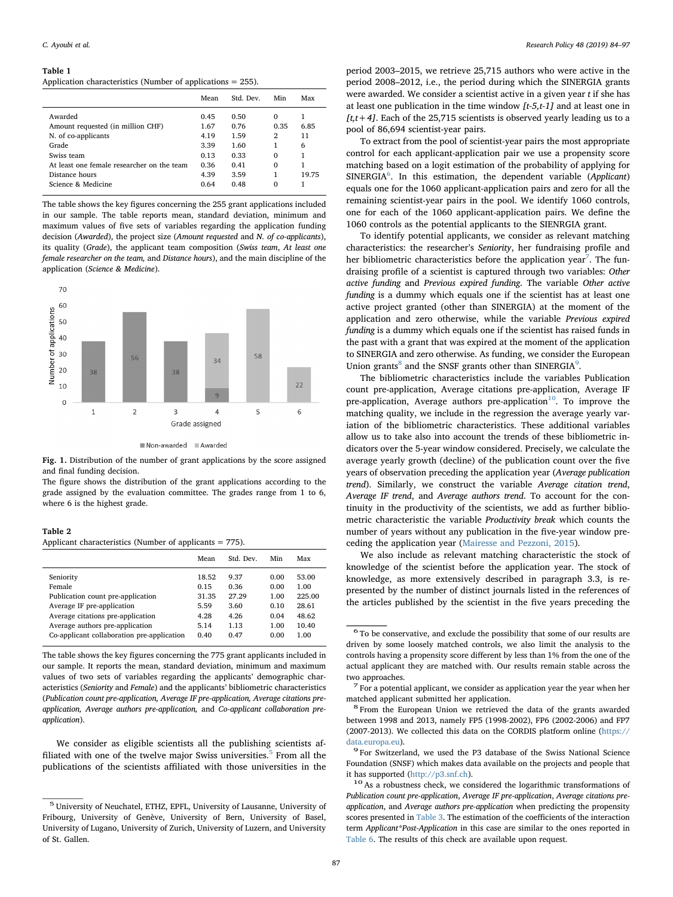**Table 1**
Application characteristics (Number of applications = 255).

| | Mean | Std. Dev. | Min | Max |
|---|---|---|---|---|
| Awarded | 0.45 | 0.50 | 0 | 1 |
| Amount requested (in million CHF) | 1.67 | 0.76 | 0.35 | 6.85 |
| N. of co-applicants | 4.19 | 1.59 | 2 | 11 |
| Grade | 3.39 | 1.60 | 1 | 6 |
| Swiss team | 0.13 | 0.33 | 0 | 1 |
| At least one female researcher on the team | 0.36 | 0.41 | 0 | 1 |
| Distance hours | 4.39 | 3.59 | 1 | 19.75 |
| Science & Medicine | 0.64 | 0.48 | 0 | 1 |

The table shows the key figures concerning the 255 grant applications included in our sample. The table reports mean, standard deviation, minimum and maximum values of five sets of variables regarding the application funding decision (*Awarded*), the project size (*Amount requested* and *N. of co-applicants*), its quality (*Grade*), the applicant team composition (*Swiss team, At least one female researcher on the team,* and *Distance hours*), and the main discipline of the application (*Science & Medicine*).

**Fig. 1.** Distribution of the number of grant applications by the score assigned and final funding decision.
The figure shows the distribution of the grant applications according to the grade assigned by the evaluation committee. The grades range from 1 to 6, where 6 is the highest grade.

**Table 2**
Applicant characteristics (Number of applicants = 775).

| | Mean | Std. Dev. | Min | Max |
|---|---|---|---|---|
| Seniority | 18.52 | 9.37 | 0.00 | 53.00 |
| Female | 0.15 | 0.36 | 0.00 | 1.00 |
| Publication count pre-application | 31.35 | 27.29 | 1.00 | 225.00 |
| Average IF pre-application | 5.59 | 3.60 | 0.10 | 28.61 |
| Average citations pre-application | 4.28 | 4.26 | 0.04 | 48.62 |
| Average authors pre-application | 5.14 | 1.13 | 1.00 | 10.40 |
| Co-applicant collaboration pre-application | 0.40 | 0.47 | 0.00 | 1.00 |

The table shows the key figures concerning the 775 grant applicants included in our sample. It reports the mean, standard deviation, minimum and maximum values of two sets of variables regarding the applicants' demographic characteristics (*Seniority* and *Female*) and the applicants' bibliometric characteristics (*Publication count pre-application, Average IF pre-application, Average citations pre-application, Average authors pre-application,* and *Co-applicant collaboration pre-application*).

We consider as eligible scientists all the publishing scientists affiliated with one of the twelve major Swiss universities.[5] From all the publications of the scientists affiliated with those universities in the period 2003–2015, we retrieve 25,715 authors who were active in the period 2008–2012, i.e., the period during which the SINERGIA grants were awarded. We consider a scientist active in a given year *t* if she has at least one publication in the time window *[t-5,t-1]* and at least one in *[t,t+4]*. Each of the 25,715 scientists is observed yearly leading us to a pool of 86,694 scientist-year pairs.

To extract from the pool of scientist-year pairs the most appropriate control for each applicant-application pair we use a propensity score matching based on a logit estimation of the probability of applying for SINERGIA[6]. In this estimation, the dependent variable (*Applicant*) equals one for the 1060 applicant-application pairs and zero for all the remaining scientist-year pairs in the pool. We identify 1060 controls, one for each of the 1060 applicant-application pairs. We define the 1060 controls as the potential applicants to the SIENRGIA grant.

To identify potential applicants, we consider as relevant matching characteristics: the researcher's *Seniority*, her fundraising profile and her bibliometric characteristics before the application year[7]. The fundraising profile of a scientist is captured through two variables: *Other active funding* and *Previous expired funding*. The variable *Other active funding* is a dummy which equals one if the scientist has at least one active project granted (other than SINERGIA) at the moment of the application and zero otherwise, while the variable *Previous expired funding* is a dummy which equals one if the scientist has raised funds in the past with a grant that was expired at the moment of the application to SINERGIA and zero otherwise. As funding, we consider the European Union grants[8] and the SNSF grants other than SINERGIA[9].

The bibliometric characteristics include the variables Publication count pre-application, Average citations pre-application, Average IF pre-application, Average authors pre-application[10]. To improve the matching quality, we include in the regression the average yearly variation of the bibliometric characteristics. These additional variables allow us to take also into account the trends of these bibliometric indicators over the 5-year window considered. Precisely, we calculate the average yearly growth (decline) of the publication count over the five years of observation preceding the application year (*Average publication trend*). Similarly, we construct the variable *Average citation trend*, *Average IF trend*, and *Average authors trend*. To account for the continuity in the productivity of the scientists, we add as further bibliometric characteristic the variable *Productivity break* which counts the number of years without any publication in the five-year window preceding the application year (Mairesse and Pezzoni, 2015).

We also include as relevant matching characteristic the stock of knowledge of the scientist before the application year. The stock of knowledge, as more extensively described in paragraph 3.3, is represented by the number of distinct journals listed in the references of the articles published by the scientist in the five years preceding the

---

[5] University of Neuchatel, ETHZ, EPFL, University of Lausanne, University of Fribourg, University of Genève, University of Bern, University of Basel, University of Lugano, University of Zurich, University of Luzern, and University of St. Gallen.

[6] To be conservative, and exclude the possibility that some of our results are driven by some loosely matched controls, we also limit the analysis to the controls having a propensity score different by less than 1% from the one of the actual applicant they are matched with. Our results remain stable across the two approaches.

[7] For a potential applicant, we consider as application year the year when her matched applicant submitted her application.

[8] From the European Union we retrieved the data of the grants awarded between 1998 and 2013, namely FP5 (1998-2002), FP6 (2002-2006) and FP7 (2007-2013). We collected this data on the CORDIS platform online (https://data.europa.eu).

[9] For Switzerland, we used the P3 database of the Swiss National Science Foundation (SNSF) which makes data available on the projects and people that it has supported (http://p3.snf.ch).

[10] As a robustness check, we considered the logarithmic transformations of *Publication count pre-application*, *Average IF pre-application*, *Average citations pre-application*, and *Average authors pre-application* when predicting the propensity scores presented in Table 3. The estimation of the coefficients of the interaction term *Applicant\*Post-Application* in this case are similar to the ones reported in Table 6. The results of this check are available upon request.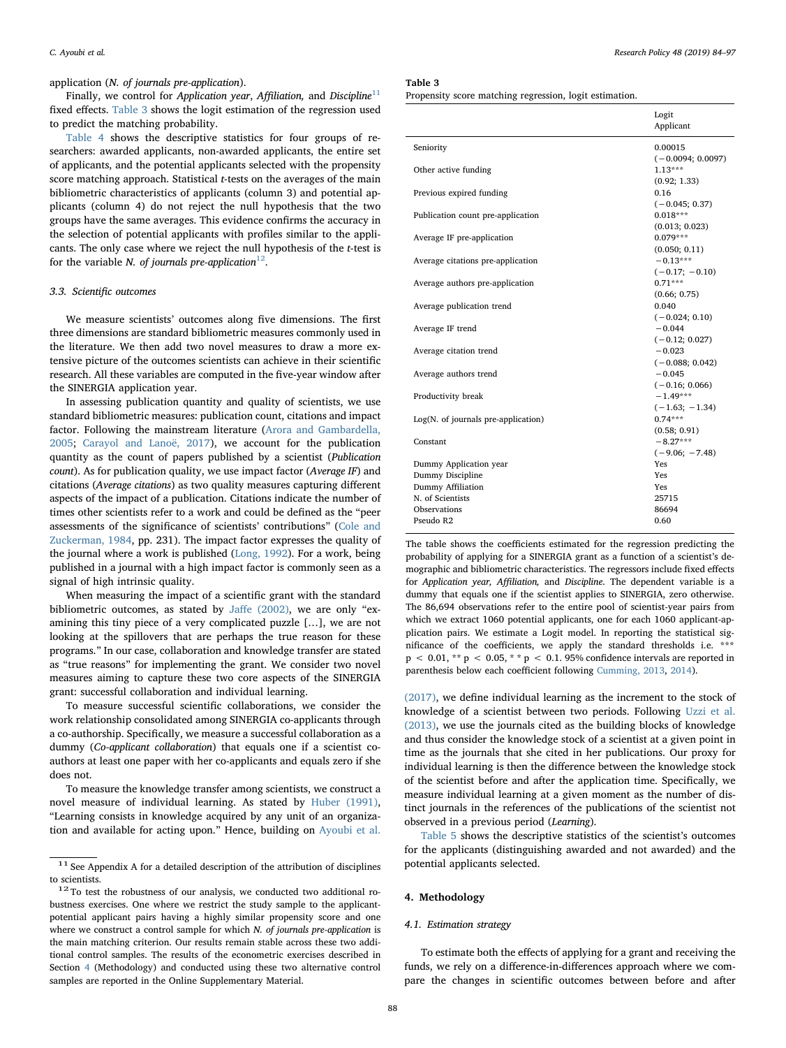application (*N. of journals pre-application*).

Finally, we control for *Application year*, *Affiliation,* and *Discipline*[11] fixed effects. Table 3 shows the logit estimation of the regression used to predict the matching probability.

Table 4 shows the descriptive statistics for four groups of researchers: awarded applicants, non-awarded applicants, the entire set of applicants, and the potential applicants selected with the propensity score matching approach. Statistical *t*-tests on the averages of the main bibliometric characteristics of applicants (column 3) and potential applicants (column 4) do not reject the null hypothesis that the two groups have the same averages. This evidence confirms the accuracy in the selection of potential applicants with profiles similar to the applicants. The only case where we reject the null hypothesis of the *t*-test is for the variable *N. of journals pre-application*[12].

### 3.3. Scientific outcomes

We measure scientists' outcomes along five dimensions. The first three dimensions are standard bibliometric measures commonly used in the literature. We then add two novel measures to draw a more extensive picture of the outcomes scientists can achieve in their scientific research. All these variables are computed in the five-year window after the SINERGIA application year.

In assessing publication quantity and quality of scientists, we use standard bibliometric measures: publication count, citations and impact factor. Following the mainstream literature (Arora and Gambardella, 2005; Carayol and Lanoë, 2017), we account for the publication quantity as the count of papers published by a scientist (*Publication count*). As for publication quality, we use impact factor (*Average IF*) and citations (*Average citations*) as two quality measures capturing different aspects of the impact of a publication. Citations indicate the number of times other scientists refer to a work and could be defined as the "peer assessments of the significance of scientists' contributions" (Cole and Zuckerman, 1984, pp. 231). The impact factor expresses the quality of the journal where a work is published (Long, 1992). For a work, being published in a journal with a high impact factor is commonly seen as a signal of high intrinsic quality.

When measuring the impact of a scientific grant with the standard bibliometric outcomes, as stated by Jaffe (2002), we are only "examining this tiny piece of a very complicated puzzle […], we are not looking at the spillovers that are perhaps the true reason for these programs." In our case, collaboration and knowledge transfer are stated as "true reasons" for implementing the grant. We consider two novel measures aiming to capture these two core aspects of the SINERGIA grant: successful collaboration and individual learning.

To measure successful scientific collaborations, we consider the work relationship consolidated among SINERGIA co-applicants through a co-authorship. Specifically, we measure a successful collaboration as a dummy (*Co-applicant collaboration*) that equals one if a scientist co-authors at least one paper with her co-applicants and equals zero if she does not.

To measure the knowledge transfer among scientists, we construct a novel measure of individual learning. As stated by Huber (1991), "Learning consists in knowledge acquired by any unit of an organization and available for acting upon." Hence, building on Ayoubi et al. (2017), we define individual learning as the increment to the stock of knowledge of a scientist between two periods. Following Uzzi et al. (2013), we use the journals cited as the building blocks of knowledge and thus consider the knowledge stock of a scientist at a given point in time as the journals that she cited in her publications. Our proxy for individual learning is then the difference between the knowledge stock of the scientist before and after the application time. Specifically, we measure individual learning at a given moment as the number of distinct journals in the references of the publications of the scientist not observed in a previous period (*Learning*).

Table 5 shows the descriptive statistics of the scientist's outcomes for the applicants (distinguishing awarded and not awarded) and the potential applicants selected.

**Table 3**
Propensity score matching regression, logit estimation.

| | Logit<br>Applicant |
|---|---|
| Seniority | 0.00015<br>(−0.0094; 0.0097) |
| Other active funding | 1.13***<br>(0.92; 1.33) |
| Previous expired funding | 0.16<br>(−0.045; 0.37) |
| Publication count pre-application | 0.018***<br>(0.013; 0.023) |
| Average IF pre-application | 0.079***<br>(0.050; 0.11) |
| Average citations pre-application | −0.13***<br>(−0.17; −0.10) |
| Average authors pre-application | 0.71***<br>(0.66; 0.75) |
| Average publication trend | 0.040<br>(−0.024; 0.10) |
| Average IF trend | −0.044<br>(−0.12; 0.027) |
| Average citation trend | −0.023<br>(−0.088; 0.042) |
| Average authors trend | −0.045<br>(−0.16; 0.066) |
| Productivity break | −1.49***<br>(−1.63; −1.34) |
| Log(N. of journals pre-application) | 0.74***<br>(0.58; 0.91) |
| Constant | −8.27***<br>(−9.06; −7.48) |
| Dummy Application year | Yes |
| Dummy Discipline | Yes |
| Dummy Affiliation | Yes |
| N. of Scientists | 25715 |
| Observations | 86694 |
| Pseudo R2 | 0.60 |

The table shows the coefficients estimated for the regression predicting the probability of applying for a SINERGIA grant as a function of a scientist's demographic and bibliometric characteristics. The regressors include fixed effects for *Application year, Affiliation,* and *Discipline*. The dependent variable is a dummy that equals one if the scientist applies to SINERGIA, zero otherwise. The 86,694 observations refer to the entire pool of scientist-year pairs from which we extract 1060 potential applicants, one for each 1060 applicant-application pairs. We estimate a Logit model. In reporting the statistical significance of the coefficients, we apply the standard thresholds i.e. *** $p < 0.01$, ** $p < 0.05$, * * $p < 0.1$. 95% confidence intervals are reported in parenthesis below each coefficient following Cumming, 2013, 2014).

## 4. Methodology

### 4.1. Estimation strategy

To estimate both the effects of applying for a grant and receiving the funds, we rely on a difference-in-differences approach where we compare the changes in scientific outcomes between before and after

[11] See Appendix A for a detailed description of the attribution of disciplines to scientists.

[12] To test the robustness of our analysis, we conducted two additional robustness exercises. One where we restrict the study sample to the applicant-potential applicant pairs having a highly similar propensity score and one where we construct a control sample for which *N. of journals pre-application* is the main matching criterion. Our results remain stable across these two additional control samples. The results of the econometric exercises described in Section 4 (Methodology) and conducted using these two alternative control samples are reported in the Online Supplementary Material.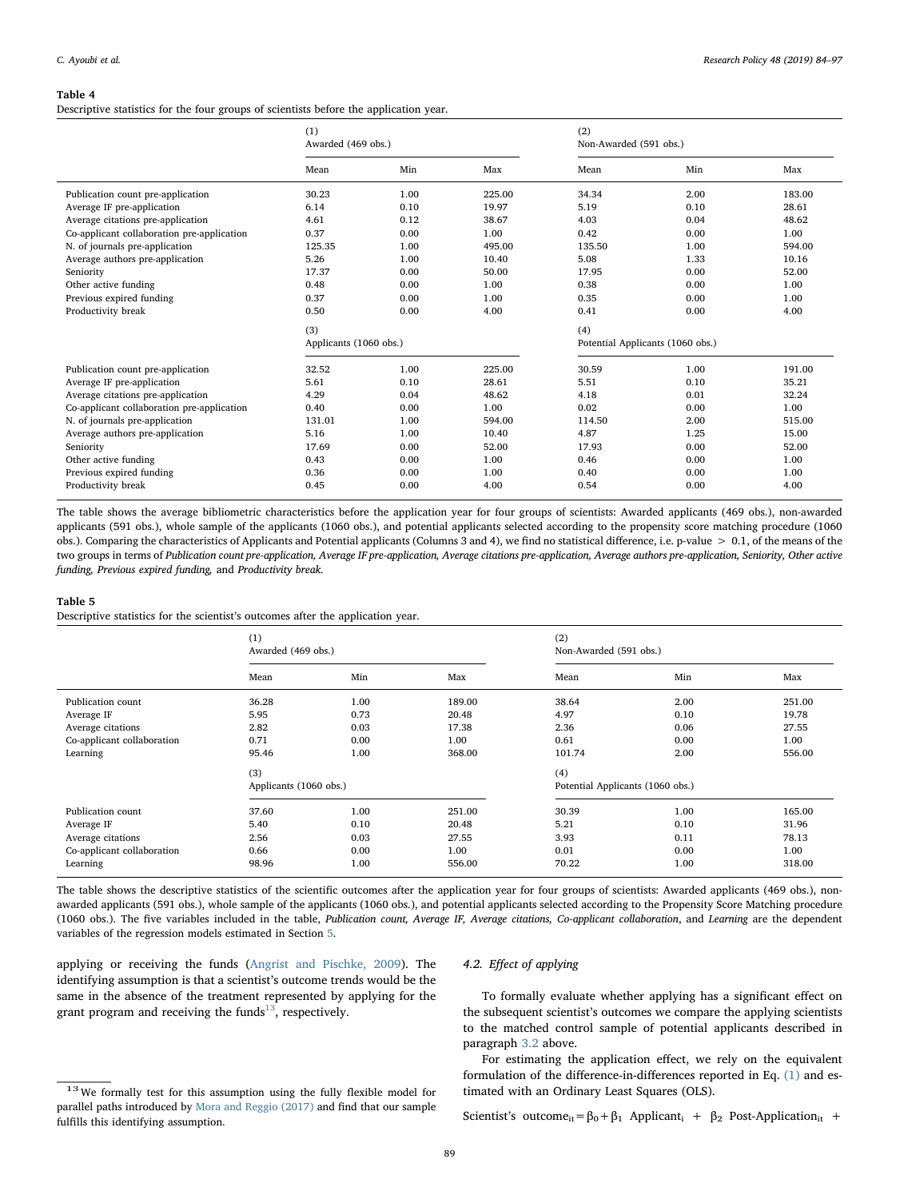**Table 4**
Descriptive statistics for the four groups of scientists before the application year.

| | (1) Awarded (469 obs.) | | | (2) Non-Awarded (591 obs.) | | |
|---|---|---|---|---|---|---|
| | Mean | Min | Max | Mean | Min | Max |
| Publication count pre-application | 30.23 | 1.00 | 225.00 | 34.34 | 2.00 | 183.00 |
| Average IF pre-application | 6.14 | 0.10 | 19.97 | 5.19 | 0.10 | 28.61 |
| Average citations pre-application | 4.61 | 0.12 | 38.67 | 4.03 | 0.04 | 48.62 |
| Co-applicant collaboration pre-application | 0.37 | 0.00 | 1.00 | 0.42 | 0.00 | 1.00 |
| N. of journals pre-application | 125.35 | 1.00 | 495.00 | 135.50 | 1.00 | 594.00 |
| Average authors pre-application | 5.26 | 1.00 | 10.40 | 5.08 | 1.33 | 10.16 |
| Seniority | 17.37 | 0.00 | 50.00 | 17.95 | 0.00 | 52.00 |
| Other active funding | 0.48 | 0.00 | 1.00 | 0.38 | 0.00 | 1.00 |
| Previous expired funding | 0.37 | 0.00 | 1.00 | 0.35 | 0.00 | 1.00 |
| Productivity break | 0.50 | 0.00 | 4.00 | 0.41 | 0.00 | 4.00 |
| | (3) Applicants (1060 obs.) | | | (4) Potential Applicants (1060 obs.) | | |
| Publication count pre-application | 32.52 | 1.00 | 225.00 | 30.59 | 1.00 | 191.00 |
| Average IF pre-application | 5.61 | 0.10 | 28.61 | 5.51 | 0.10 | 35.21 |
| Average citations pre-application | 4.29 | 0.04 | 48.62 | 4.18 | 0.01 | 32.24 |
| Co-applicant collaboration pre-application | 0.40 | 0.00 | 1.00 | 0.02 | 0.00 | 1.00 |
| N. of journals pre-application | 131.01 | 1.00 | 594.00 | 114.50 | 2.00 | 515.00 |
| Average authors pre-application | 5.16 | 1.00 | 10.40 | 4.87 | 1.25 | 15.00 |
| Seniority | 17.69 | 0.00 | 52.00 | 17.93 | 0.00 | 52.00 |
| Other active funding | 0.43 | 0.00 | 1.00 | 0.46 | 0.00 | 1.00 |
| Previous expired funding | 0.36 | 0.00 | 1.00 | 0.40 | 0.00 | 1.00 |
| Productivity break | 0.45 | 0.00 | 4.00 | 0.54 | 0.00 | 4.00 |

The table shows the average bibliometric characteristics before the application year for four groups of scientists: Awarded applicants (469 obs.), non-awarded applicants (591 obs.), whole sample of the applicants (1060 obs.), and potential applicants selected according to the propensity score matching procedure (1060 obs.). Comparing the characteristics of Applicants and Potential applicants (Columns 3 and 4), we find no statistical difference, i.e. p-value > 0.1, of the means of the two groups in terms of *Publication count pre-application, Average IF pre-application, Average citations pre-application, Average authors pre-application, Seniority, Other active funding, Previous expired funding,* and *Productivity break.*

**Table 5**
Descriptive statistics for the scientist's outcomes after the application year.

| | (1) Awarded (469 obs.) | | | (2) Non-Awarded (591 obs.) | | |
|---|---|---|---|---|---|---|
| | Mean | Min | Max | Mean | Min | Max |
| Publication count | 36.28 | 1.00 | 189.00 | 38.64 | 2.00 | 251.00 |
| Average IF | 5.95 | 0.73 | 20.48 | 4.97 | 0.10 | 19.78 |
| Average citations | 2.82 | 0.03 | 17.38 | 2.36 | 0.06 | 27.55 |
| Co-applicant collaboration | 0.71 | 0.00 | 1.00 | 0.61 | 0.00 | 1.00 |
| Learning | 95.46 | 1.00 | 368.00 | 101.74 | 2.00 | 556.00 |
| | (3) Applicants (1060 obs.) | | | (4) Potential Applicants (1060 obs.) | | |
| Publication count | 37.60 | 1.00 | 251.00 | 30.39 | 1.00 | 165.00 |
| Average IF | 5.40 | 0.10 | 20.48 | 5.21 | 0.10 | 31.96 |
| Average citations | 2.56 | 0.03 | 27.55 | 3.93 | 0.11 | 78.13 |
| Co-applicant collaboration | 0.66 | 0.00 | 1.00 | 0.01 | 0.00 | 1.00 |
| Learning | 98.96 | 1.00 | 556.00 | 70.22 | 1.00 | 318.00 |

The table shows the descriptive statistics of the scientific outcomes after the application year for four groups of scientists: Awarded applicants (469 obs.), non-awarded applicants (591 obs.), whole sample of the applicants (1060 obs.), and potential applicants selected according to the Propensity Score Matching procedure (1060 obs.). The five variables included in the table, *Publication count, Average IF, Average citations, Co-applicant collaboration*, and *Learning* are the dependent variables of the regression models estimated in Section 5.

applying or receiving the funds (Angrist and Pischke, 2009). The identifying assumption is that a scientist's outcome trends would be the same in the absence of the treatment represented by applying for the grant program and receiving the funds[13], respectively.

[13] We formally test for this assumption using the fully flexible model for parallel paths introduced by Mora and Reggio (2017) and find that our sample fulfills this identifying assumption.

### 4.2. Effect of applying

To formally evaluate whether applying has a significant effect on the subsequent scientist's outcomes we compare the applying scientists to the matched control sample of potential applicants described in paragraph 3.2 above.

For estimating the application effect, we rely on the equivalent formulation of the difference-in-differences reported in Eq. (1) and estimated with an Ordinary Least Squares (OLS).

$$\text{Scientist's outcome}_{it} = \beta_0 + \beta_1 \text{ Applicant}_i + \beta_2 \text{ Post-Application}_{it} +$$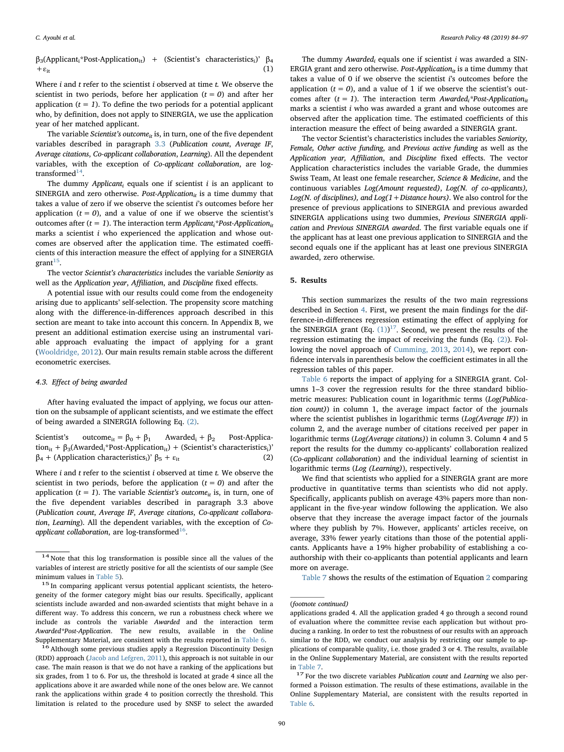$\beta_3$(Applicant$_i$*Post-Application$_{it}$) + (Scientist's characteristics$_i$)' $\beta_4$ $+\varepsilon_{it}$ (1)

Where $i$ and $t$ refer to the scientist $i$ observed at time $t$. We observe the scientist in two periods, before her application ($t = 0$) and after her application ($t = 1$). To define the two periods for a potential applicant who, by definition, does not apply to SINERGIA, we use the application year of her matched applicant.

The variable *Scientist's outcome$_{it}$* is, in turn, one of the five dependent variables described in paragraph 3.3 (*Publication count*, *Average IF*, *Average citations*, *Co-applicant collaboration*, *Learning*). All the dependent variables, with the exception of *Co-applicant collaboration*, are log-transformed[14].

The dummy *Applicant$_i$* equals one if scientist $i$ is an applicant to SINERGIA and zero otherwise. *Post-Application$_{it}$* is a time dummy that takes a value of zero if we observe the scientist $i$'s outcomes before her application ($t = 0$), and a value of one if we observe the scientist's outcomes after ($t = 1$). The interaction term *Applicant$_i$*Post-Application$_{it}$* marks a scientist $i$ who experienced the application and whose outcomes are observed after the application time. The estimated coefficients of this interaction measure the effect of applying for a SINERGIA grant[15].

The vector *Scientist's characteristics* includes the variable *Seniority* as well as the *Application year*, *Affiliation*, and *Discipline* fixed effects.

A potential issue with our results could come from the endogeneity arising due to applicants' self-selection. The propensity score matching along with the difference-in-differences approach described in this section are meant to take into account this concern. In Appendix B, we present an additional estimation exercise using an instrumental variable approach evaluating the impact of applying for a grant (Wooldridge, 2012). Our main results remain stable across the different econometric exercises.

### 4.3. Effect of being awarded

After having evaluated the impact of applying, we focus our attention on the subsample of applicant scientists, and we estimate the effect of being awarded a SINERGIA following Eq. (2).

Scientist's outcome$_{it}$ = $\beta_0$ + $\beta_1$ Awarded$_i$ + $\beta_2$ Post-Application$_{it}$ + $\beta_3$(Awarded$_i$*Post-Application$_{it}$) + (Scientist's characteristics$_i$)' $\beta_4$ + (Application characteristics$_i$)' $\beta_5$ + $\varepsilon_{it}$ (2)

Where $i$ and $t$ refer to the scientist $i$ observed at time $t$. We observe the scientist in two periods, before the application ($t = 0$) and after the application ($t = 1$). The variable *Scientist's outcome$_{it}$* is, in turn, one of the five dependent variables described in paragraph 3.3 above (*Publication count*, *Average IF*, *Average citations*, *Co-applicant collaboration*, *Learning*). All the dependent variables, with the exception of *Co-applicant collaboration*, are log-transformed[16].

The dummy *Awarded$_i$* equals one if scientist $i$ was awarded a SINERGIA grant and zero otherwise. *Post-Application$_{it}$* is a time dummy that takes a value of 0 if we observe the scientist $i$'s outcomes before the application ($t = 0$), and a value of 1 if we observe the scientist's outcomes after ($t = 1$). The interaction term *Awarded$_i$*Post-Application$_{it}$* marks a scientist $i$ who was awarded a grant and whose outcomes are observed after the application time. The estimated coefficients of this interaction measure the effect of being awarded a SINERGIA grant.

The vector Scientist's characteristics includes the variables *Seniority*, *Female*, *Other active funding*, and *Previous active funding* as well as the *Application year*, *Affiliation*, and *Discipline* fixed effects. The vector Application characteristics includes the variable Grade, the dummies Swiss Team, At least one female researcher, *Science & Medicine*, and the continuous variables *Log(Amount requested)*, *Log(N. of co-applicants)*, *Log(N. of disciplines)*, *and Log(1 + Distance hours)*. We also control for the presence of previous applications to SINERGIA and previous awarded SINERGIA applications using two dummies, *Previous SINERGIA application* and *Previous SINERGIA awarded*. The first variable equals one if the applicant has at least one previous application to SINERGIA and the second equals one if the applicant has at least one previous SINERGIA awarded, zero otherwise.

## 5. Results

This section summarizes the results of the two main regressions described in Section 4. First, we present the main findings for the difference-in-differences regression estimating the effect of applying for the SINERGIA grant (Eq. (1))[17]. Second, we present the results of the regression estimating the impact of receiving the funds (Eq. (2)). Following the novel approach of Cumming, 2013, 2014), we report confidence intervals in parenthesis below the coefficient estimates in all the regression tables of this paper.

Table 6 reports the impact of applying for a SINERGIA grant. Columns 1–3 cover the regression results for the three standard bibliometric measures: Publication count in logarithmic terms (*Log(Publication count)*) in column 1, the average impact factor of the journals where the scientist publishes in logarithmic terms (*Log(Average IF)*) in column 2, and the average number of citations received per paper in logarithmic terms (*Log(Average citations)*) in column 3. Column 4 and 5 report the results for the dummy co-applicants' collaboration realized (*Co-applicant collaboration*) and the individual learning of scientist in logarithmic terms (*Log (Learning)*), respectively.

We find that scientists who applied for a SINERGIA grant are more productive in quantitative terms than scientists who did not apply. Specifically, applicants publish on average 43% papers more than non-applicant in the five-year window following the application. We also observe that they increase the average impact factor of the journals where they publish by 7%. However, applicants' articles receive, on average, 33% fewer yearly citations than those of the potential applicants. Applicants have a 19% higher probability of establishing a co-authorship with their co-applicants than potential applicants and learn more on average.

Table 7 shows the results of the estimation of Equation 2 comparing

---

[14] Note that this log transformation is possible since all the values of the variables of interest are strictly positive for all the scientists of our sample (See minimum values in Table 5).

[15] In comparing applicant versus potential applicant scientists, the heterogeneity of the former category might bias our results. Specifically, applicant scientists include awarded and non-awarded scientists that might behave in a different way. To address this concern, we run a robustness check where we include as controls the variable *Awarded* and the interaction term *Awarded*Post-Application*. The new results, available in the Online Supplementary Material, are consistent with the results reported in Table 6.

[16] Although some previous studies apply a Regression Discontinuity Design (RDD) approach (Jacob and Lefgren, 2011), this approach is not suitable in our case. The main reason is that we do not have a ranking of the applications but six grades, from 1 to 6. For us, the threshold is located at grade 4 since all the applications above it are awarded while none of the ones below are. We cannot rank the applications within grade 4 to position correctly the threshold. This limitation is related to the procedure used by SNSF to select the awarded

(footnote continued)
applications graded 4. All the application graded 4 go through a second round of evaluation where the committee revise each application but without producing a ranking. In order to test the robustness of our results with an approach similar to the RDD, we conduct our analysis by restricting our sample to applications of comparable quality, i.e. those graded 3 or 4. The results, available in the Online Supplementary Material, are consistent with the results reported in Table 7.

[17] For the two discrete variables *Publication count* and *Learning* we also performed a Poisson estimation. The results of these estimations, available in the Online Supplementary Material, are consistent with the results reported in Table 6.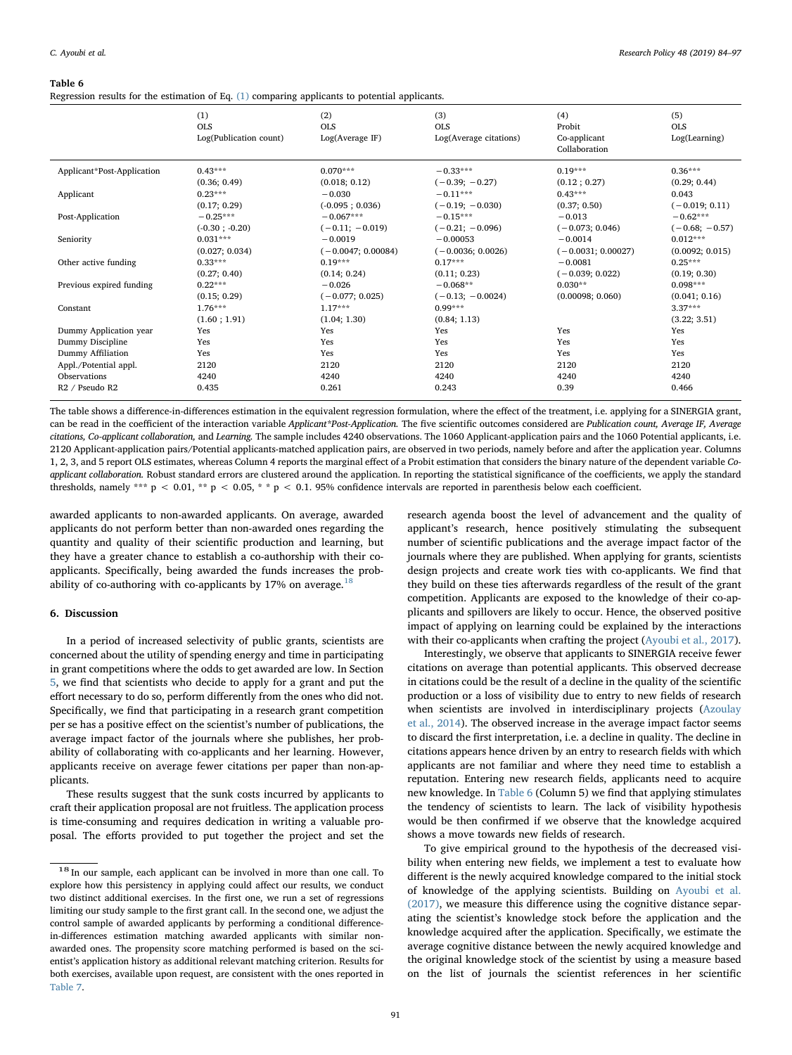**Table 6**
Regression results for the estimation of Eq. (1) comparing applicants to potential applicants.

| | (1) OLS Log(Publication count) | (2) OLS Log(Average IF) | (3) OLS Log(Average citations) | (4) Probit Co-applicant Collaboration | (5) OLS Log(Learning) |
|---|---|---|---|---|---|
| Applicant*Post-Application | 0.43*** | 0.070*** | −0.33*** | 0.19*** | 0.36*** |
| | (0.36; 0.49) | (0.018; 0.12) | (−0.39; −0.27) | (0.12 ; 0.27) | (0.29; 0.44) |
| Applicant | 0.23*** | −0.030 | −0.11*** | 0.43*** | 0.043 |
| | (0.17; 0.29) | (-0.095 ; 0.036) | (−0.19; −0.030) | (0.37; 0.50) | (−0.019; 0.11) |
| Post-Application | −0.25*** | −0.067*** | −0.15*** | −0.013 | −0.62*** |
| | (-0.30 ; -0.20) | (−0.11; −0.019) | (−0.21; −0.096) | (−0.073; 0.046) | (−0.68; −0.57) |
| Seniority | 0.031*** | −0.0019 | −0.00053 | −0.0014 | 0.012*** |
| | (0.027; 0.034) | (−0.0047; 0.00084) | (−0.0036; 0.0026) | (−0.0031; 0.00027) | (0.0092; 0.015) |
| Other active funding | 0.33*** | 0.19*** | 0.17*** | −0.0081 | 0.25*** |
| | (0.27; 0.40) | (0.14; 0.24) | (0.11; 0.23) | (−0.039; 0.022) | (0.19; 0.30) |
| Previous expired funding | 0.22*** | −0.026 | −0.068** | 0.030** | 0.098*** |
| | (0.15; 0.29) | (−0.077; 0.025) | (−0.13; −0.0024) | (0.00098; 0.060) | (0.041; 0.16) |
| Constant | 1.76*** | 1.17*** | 0.99*** | | 3.37*** |
| | (1.60 ; 1.91) | (1.04; 1.30) | (0.84; 1.13) | | (3.22; 3.51) |
| Dummy Application year | Yes | Yes | Yes | Yes | Yes |
| Dummy Discipline | Yes | Yes | Yes | Yes | Yes |
| Dummy Affiliation | Yes | Yes | Yes | Yes | Yes |
| Appl./Potential appl. | 2120 | 2120 | 2120 | 2120 | 2120 |
| Observations | 4240 | 4240 | 4240 | 4240 | 4240 |
| R2 / Pseudo R2 | 0.435 | 0.261 | 0.243 | 0.39 | 0.466 |

The table shows a difference-in-differences estimation in the equivalent regression formulation, where the effect of the treatment, i.e. applying for a SINERGIA grant, can be read in the coefficient of the interaction variable *Applicant*Post-Application.* The five scientific outcomes considered are *Publication count, Average IF, Average citations, Co-applicant collaboration,* and *Learning.* The sample includes 4240 observations. The 1060 Applicant-application pairs and the 1060 Potential applicants, i.e. 2120 Applicant-application pairs/Potential applicants-matched application pairs, are observed in two periods, namely before and after the application year. Columns 1, 2, 3, and 5 report OLS estimates, whereas Column 4 reports the marginal effect of a Probit estimation that considers the binary nature of the dependent variable *Co-applicant collaboration.* Robust standard errors are clustered around the application. In reporting the statistical significance of the coefficients, we apply the standard thresholds, namely *** $p < 0.01$, ** $p < 0.05$, * * $p < 0.1$. 95% confidence intervals are reported in parenthesis below each coefficient.

awarded applicants to non-awarded applicants. On average, awarded applicants do not perform better than non-awarded ones regarding the quantity and quality of their scientific production and learning, but they have a greater chance to establish a co-authorship with their co-applicants. Specifically, being awarded the funds increases the probability of co-authoring with co-applicants by 17% on average.[18]

## 6. Discussion

In a period of increased selectivity of public grants, scientists are concerned about the utility of spending energy and time in participating in grant competitions where the odds to get awarded are low. In Section 5, we find that scientists who decide to apply for a grant and put the effort necessary to do so, perform differently from the ones who did not. Specifically, we find that participating in a research grant competition per se has a positive effect on the scientist's number of publications, the average impact factor of the journals where she publishes, her probability of collaborating with co-applicants and her learning. However, applicants receive on average fewer citations per paper than non-applicants.

These results suggest that the sunk costs incurred by applicants to craft their application proposal are not fruitless. The application process is time-consuming and requires dedication in writing a valuable proposal. The efforts provided to put together the project and set the research agenda boost the level of advancement and the quality of applicant's research, hence positively stimulating the subsequent number of scientific publications and the average impact factor of the journals where they are published. When applying for grants, scientists design projects and create work ties with co-applicants. We find that they build on these ties afterwards regardless of the result of the grant competition. Applicants are exposed to the knowledge of their co-applicants and spillovers are likely to occur. Hence, the observed positive impact of applying on learning could be explained by the interactions with their co-applicants when crafting the project (Ayoubi et al., 2017).

Interestingly, we observe that applicants to SINERGIA receive fewer citations on average than potential applicants. This observed decrease in citations could be the result of a decline in the quality of the scientific production or a loss of visibility due to entry to new fields of research when scientists are involved in interdisciplinary projects (Azoulay et al., 2014). The observed increase in the average impact factor seems to discard the first interpretation, i.e. a decline in quality. The decline in citations appears hence driven by an entry to research fields with which applicants are not familiar and where they need time to establish a reputation. Entering new research fields, applicants need to acquire new knowledge. In Table 6 (Column 5) we find that applying stimulates the tendency of scientists to learn. The lack of visibility hypothesis would be then confirmed if we observe that the knowledge acquired shows a move towards new fields of research.

To give empirical ground to the hypothesis of the decreased visibility when entering new fields, we implement a test to evaluate how different is the newly acquired knowledge compared to the initial stock of knowledge of the applying scientists. Building on Ayoubi et al. (2017), we measure this difference using the cognitive distance separating the scientist's knowledge stock before the application and the knowledge acquired after the application. Specifically, we estimate the average cognitive distance between the newly acquired knowledge and the original knowledge stock of the scientist by using a measure based on the list of journals the scientist references in her scientific

[18] In our sample, each applicant can be involved in more than one call. To explore how this persistency in applying could affect our results, we conduct two distinct additional exercises. In the first one, we run a set of regressions limiting our study sample to the first grant call. In the second one, we adjust the control sample of awarded applicants by performing a conditional difference-in-differences estimation matching awarded applicants with similar non-awarded ones. The propensity score matching performed is based on the scientist's application history as additional relevant matching criterion. Results for both exercises, available upon request, are consistent with the ones reported in Table 7.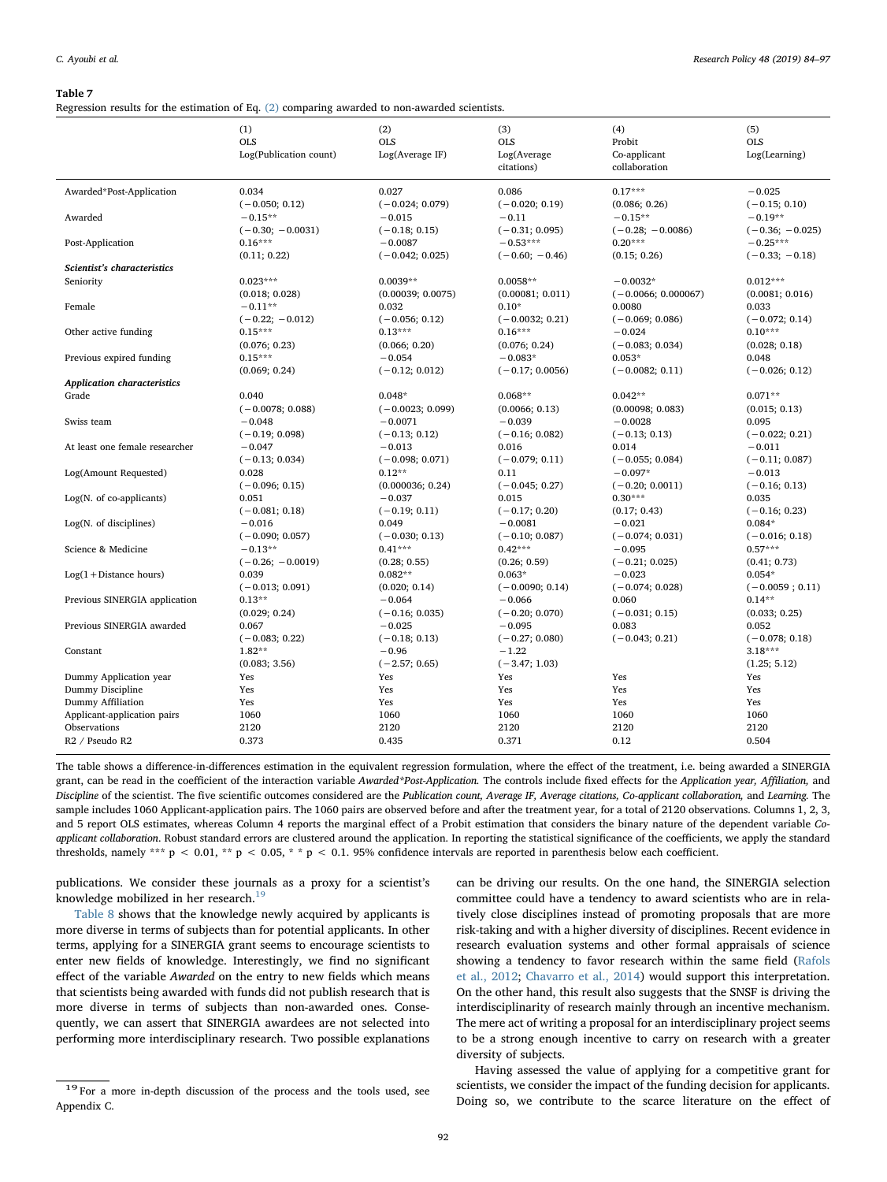**Table 7**

Regression results for the estimation of Eq. (2) comparing awarded to non-awarded scientists.

| | (1) OLS Log(Publication count) | (2) OLS Log(Average IF) | (3) OLS Log(Average citations) | (4) Probit Co-applicant collaboration | (5) OLS Log(Learning) |
|---|---|---|---|---|---|
| Awarded*Post-Application | 0.034 | 0.027 | 0.086 | 0.17*** | −0.025 |
| | (−0.050; 0.12) | (−0.024; 0.079) | (−0.020; 0.19) | (0.086; 0.26) | (−0.15; 0.10) |
| Awarded | −0.15** | −0.015 | −0.11 | −0.15** | −0.19** |
| | (−0.30; −0.0031) | (−0.18; 0.15) | (−0.31; 0.095) | (−0.28; −0.0086) | (−0.36; −0.025) |
| Post-Application | 0.16*** | −0.0087 | −0.53*** | 0.20*** | −0.25*** |
| | (0.11; 0.22) | (−0.042; 0.025) | (−0.60; −0.46) | (0.15; 0.26) | (−0.33; −0.18) |
| ***Scientist's characteristics*** | | | | | |
| Seniority | 0.023*** | 0.0039** | 0.0058** | −0.0032* | 0.012*** |
| | (0.018; 0.028) | (0.00039; 0.0075) | (0.00081; 0.011) | (−0.0066; 0.000067) | (0.0081; 0.016) |
| Female | −0.11** | 0.032 | 0.10* | 0.0080 | 0.033 |
| | (−0.22; −0.012) | (−0.056; 0.12) | (−0.0032; 0.21) | (−0.069; 0.086) | (−0.072; 0.14) |
| Other active funding | 0.15*** | 0.13*** | 0.16*** | −0.024 | 0.10*** |
| | (0.076; 0.23) | (0.066; 0.20) | (0.076; 0.24) | (−0.083; 0.034) | (0.028; 0.18) |
| Previous expired funding | 0.15*** | −0.054 | −0.083* | 0.053* | 0.048 |
| | (0.069; 0.24) | (−0.12; 0.012) | (−0.17; 0.0056) | (−0.0082; 0.11) | (−0.026; 0.12) |
| ***Application characteristics*** | | | | | |
| Grade | 0.040 | 0.048* | 0.068** | 0.042** | 0.071** |
| | (−0.0078; 0.088) | (−0.0023; 0.099) | (0.0066; 0.13) | (0.00098; 0.083) | (0.015; 0.13) |
| Swiss team | −0.048 | −0.0071 | −0.039 | −0.0028 | 0.095 |
| | (−0.19; 0.098) | (−0.13; 0.12) | (−0.16; 0.082) | (−0.13; 0.13) | (−0.022; 0.21) |
| At least one female researcher | −0.047 | −0.013 | 0.016 | 0.014 | −0.011 |
| | (−0.13; 0.034) | (−0.098; 0.071) | (−0.079; 0.11) | (−0.055; 0.084) | (−0.11; 0.087) |
| Log(Amount Requested) | 0.028 | 0.12** | 0.11 | −0.097* | −0.013 |
| | (−0.096; 0.15) | (0.000036; 0.24) | (−0.045; 0.27) | (−0.20; 0.0011) | (−0.16; 0.13) |
| Log(N. of co-applicants) | 0.051 | −0.037 | 0.015 | 0.30*** | 0.035 |
| | (−0.081; 0.18) | (−0.19; 0.11) | (−0.17; 0.20) | (0.17; 0.43) | (−0.16; 0.23) |
| Log(N. of disciplines) | −0.016 | 0.049 | −0.0081 | −0.021 | 0.084* |
| | (−0.090; 0.057) | (−0.030; 0.13) | (−0.10; 0.087) | (−0.074; 0.031) | (−0.016; 0.18) |
| Science & Medicine | −0.13** | 0.41*** | 0.42*** | −0.095 | 0.57*** |
| | (−0.26; −0.0019) | (0.28; 0.55) | (0.26; 0.59) | (−0.21; 0.025) | (0.41; 0.73) |
| Log(1 + Distance hours) | 0.039 | 0.082** | 0.063* | −0.023 | 0.054* |
| | (−0.013; 0.091) | (0.020; 0.14) | (−0.0090; 0.14) | (−0.074; 0.028) | (−0.0059 ; 0.11) |
| Previous SINERGIA application | 0.13** | −0.064 | −0.066 | 0.060 | 0.14** |
| | (0.029; 0.24) | (−0.16; 0.035) | (−0.20; 0.070) | (−0.031; 0.15) | (0.033; 0.25) |
| Previous SINERGIA awarded | 0.067 | −0.025 | −0.095 | 0.083 | 0.052 |
| | (−0.083; 0.22) | (−0.18; 0.13) | (−0.27; 0.080) | (−0.043; 0.21) | (−0.078; 0.18) |
| Constant | 1.82** | −0.96 | −1.22 | | 3.18*** |
| | (0.083; 3.56) | (−2.57; 0.65) | (−3.47; 1.03) | | (1.25; 5.12) |
| Dummy Application year | Yes | Yes | Yes | Yes | Yes |
| Dummy Discipline | Yes | Yes | Yes | Yes | Yes |
| Dummy Affiliation | Yes | Yes | Yes | Yes | Yes |
| Applicant-application pairs | 1060 | 1060 | 1060 | 1060 | 1060 |
| Observations | 2120 | 2120 | 2120 | 2120 | 2120 |
| R2 / Pseudo R2 | 0.373 | 0.435 | 0.371 | 0.12 | 0.504 |

The table shows a difference-in-differences estimation in the equivalent regression formulation, where the effect of the treatment, i.e. being awarded a SINERGIA grant, can be read in the coefficient of the interaction variable *Awarded\*Post-Application.* The controls include fixed effects for the *Application year, Affiliation,* and *Discipline* of the scientist. The five scientific outcomes considered are the *Publication count, Average IF, Average citations, Co-applicant collaboration,* and *Learning.* The sample includes 1060 Applicant-application pairs. The 1060 pairs are observed before and after the treatment year, for a total of 2120 observations. Columns 1, 2, 3, and 5 report OLS estimates, whereas Column 4 reports the marginal effect of a Probit estimation that considers the binary nature of the dependent variable *Co-applicant collaboration*. Robust standard errors are clustered around the application. In reporting the statistical significance of the coefficients, we apply the standard thresholds, namely *** $p < 0.01$, ** $p < 0.05$, * * $p < 0.1$. 95% confidence intervals are reported in parenthesis below each coefficient.

publications. We consider these journals as a proxy for a scientist's knowledge mobilized in her research.[19]

Table 8 shows that the knowledge newly acquired by applicants is more diverse in terms of subjects than for potential applicants. In other terms, applying for a SINERGIA grant seems to encourage scientists to enter new fields of knowledge. Interestingly, we find no significant effect of the variable *Awarded* on the entry to new fields which means that scientists being awarded with funds did not publish research that is more diverse in terms of subjects than non-awarded ones. Consequently, we can assert that SINERGIA awardees are not selected into performing more interdisciplinary research. Two possible explanations can be driving our results. On the one hand, the SINERGIA selection committee could have a tendency to award scientists who are in relatively close disciplines instead of promoting proposals that are more risk-taking and with a higher diversity of disciplines. Recent evidence in research evaluation systems and other formal appraisals of science showing a tendency to favor research within the same field (Rafols et al., 2012; Chavarro et al., 2014) would support this interpretation. On the other hand, this result also suggests that the SNSF is driving the interdisciplinarity of research mainly through an incentive mechanism. The mere act of writing a proposal for an interdisciplinary project seems to be a strong enough incentive to carry on research with a greater diversity of subjects.

Having assessed the value of applying for a competitive grant for scientists, we consider the impact of the funding decision for applicants. Doing so, we contribute to the scarce literature on the effect of

[19] For a more in-depth discussion of the process and the tools used, see Appendix C.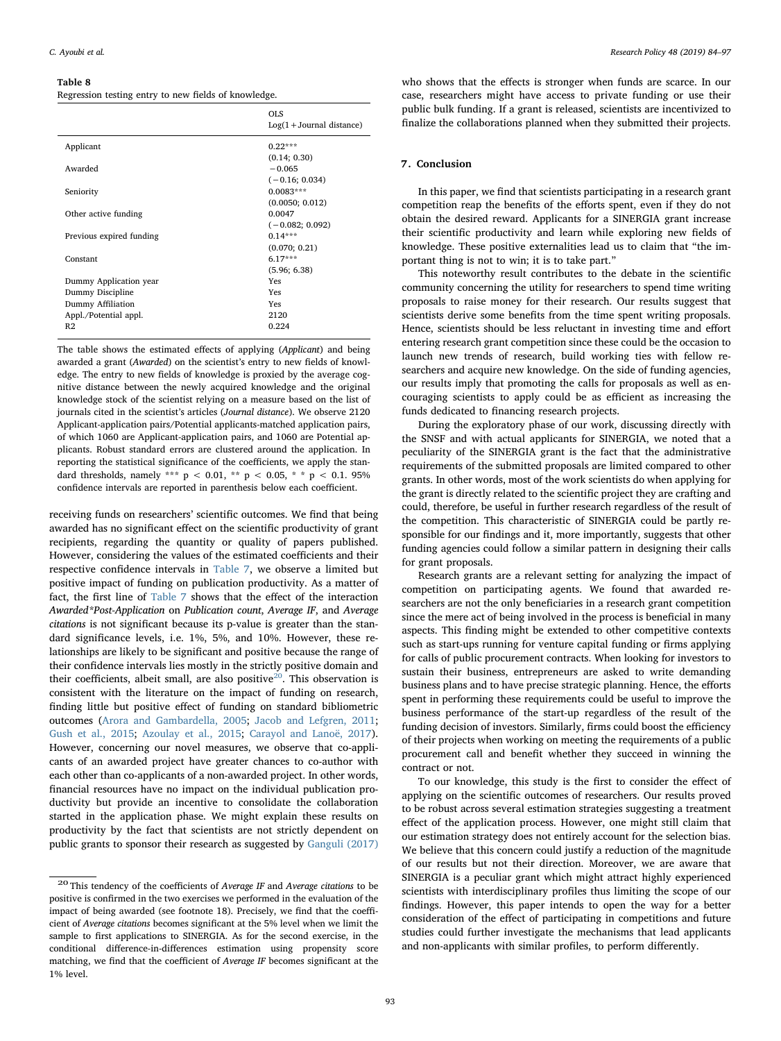**Table 8**
Regression testing entry to new fields of knowledge.

| | OLS<br>Log(1 + Journal distance) |
|---|---|
| Applicant | 0.22*** |
| | (0.14; 0.30) |
| Awarded | −0.065 |
| | (−0.16; 0.034) |
| Seniority | 0.0083*** |
| | (0.0050; 0.012) |
| Other active funding | 0.0047 |
| | (−0.082; 0.092) |
| Previous expired funding | 0.14*** |
| | (0.070; 0.21) |
| Constant | 6.17*** |
| | (5.96; 6.38) |
| Dummy Application year | Yes |
| Dummy Discipline | Yes |
| Dummy Affiliation | Yes |
| Appl./Potential appl. | 2120 |
| R2 | 0.224 |

The table shows the estimated effects of applying (*Applicant*) and being awarded a grant (*Awarded*) on the scientist's entry to new fields of knowledge. The entry to new fields of knowledge is proxied by the average cognitive distance between the newly acquired knowledge and the original knowledge stock of the scientist relying on a measure based on the list of journals cited in the scientist's articles (*Journal distance*). We observe 2120 Applicant-application pairs/Potential applicants-matched application pairs, of which 1060 are Applicant-application pairs, and 1060 are Potential applicants. Robust standard errors are clustered around the application. In reporting the statistical significance of the coefficients, we apply the standard thresholds, namely *** $p < 0.01$, ** $p < 0.05$, * * $p < 0.1$. 95% confidence intervals are reported in parenthesis below each coefficient.

receiving funds on researchers' scientific outcomes. We find that being awarded has no significant effect on the scientific productivity of grant recipients, regarding the quantity or quality of papers published. However, considering the values of the estimated coefficients and their respective confidence intervals in Table 7, we observe a limited but positive impact of funding on publication productivity. As a matter of fact, the first line of Table 7 shows that the effect of the interaction *Awarded*Post-Application* on *Publication count, Average IF*, and *Average citations* is not significant because its p-value is greater than the standard significance levels, i.e. 1%, 5%, and 10%. However, these relationships are likely to be significant and positive because the range of their confidence intervals lies mostly in the strictly positive domain and their coefficients, albeit small, are also positive[20]. This observation is consistent with the literature on the impact of funding on research, finding little but positive effect of funding on standard bibliometric outcomes (Arora and Gambardella, 2005; Jacob and Lefgren, 2011; Gush et al., 2015; Azoulay et al., 2015; Carayol and Lanoë, 2017). However, concerning our novel measures, we observe that co-applicants of an awarded project have greater chances to co-author with each other than co-applicants of a non-awarded project. In other words, financial resources have no impact on the individual publication productivity but provide an incentive to consolidate the collaboration started in the application phase. We might explain these results on productivity by the fact that scientists are not strictly dependent on public grants to sponsor their research as suggested by Ganguli (2017) who shows that the effects is stronger when funds are scarce. In our case, researchers might have access to private funding or use their public bulk funding. If a grant is released, scientists are incentivized to finalize the collaborations planned when they submitted their projects.

[20] This tendency of the coefficients of *Average IF* and *Average citations* to be positive is confirmed in the two exercises we performed in the evaluation of the impact of being awarded (see footnote 18). Precisely, we find that the coefficient of *Average citations* becomes significant at the 5% level when we limit the sample to first applications to SINERGIA. As for the second exercise, in the conditional difference-in-differences estimation using propensity score matching, we find that the coefficient of *Average IF* becomes significant at the 1% level.

## 7. Conclusion

In this paper, we find that scientists participating in a research grant competition reap the benefits of the efforts spent, even if they do not obtain the desired reward. Applicants for a SINERGIA grant increase their scientific productivity and learn while exploring new fields of knowledge. These positive externalities lead us to claim that "the important thing is not to win; it is to take part."

This noteworthy result contributes to the debate in the scientific community concerning the utility for researchers to spend time writing proposals to raise money for their research. Our results suggest that scientists derive some benefits from the time spent writing proposals. Hence, scientists should be less reluctant in investing time and effort entering research grant competition since these could be the occasion to launch new trends of research, build working ties with fellow researchers and acquire new knowledge. On the side of funding agencies, our results imply that promoting the calls for proposals as well as encouraging scientists to apply could be as efficient as increasing the funds dedicated to financing research projects.

During the exploratory phase of our work, discussing directly with the SNSF and with actual applicants for SINERGIA, we noted that a peculiarity of the SINERGIA grant is the fact that the administrative requirements of the submitted proposals are limited compared to other grants. In other words, most of the work scientists do when applying for the grant is directly related to the scientific project they are crafting and could, therefore, be useful in further research regardless of the result of the competition. This characteristic of SINERGIA could be partly responsible for our findings and it, more importantly, suggests that other funding agencies could follow a similar pattern in designing their calls for grant proposals.

Research grants are a relevant setting for analyzing the impact of competition on participating agents. We found that awarded researchers are not the only beneficiaries in a research grant competition since the mere act of being involved in the process is beneficial in many aspects. This finding might be extended to other competitive contexts such as start-ups running for venture capital funding or firms applying for calls of public procurement contracts. When looking for investors to sustain their business, entrepreneurs are asked to write demanding business plans and to have precise strategic planning. Hence, the efforts spent in performing these requirements could be useful to improve the business performance of the start-up regardless of the result of the funding decision of investors. Similarly, firms could boost the efficiency of their projects when working on meeting the requirements of a public procurement call and benefit whether they succeed in winning the contract or not.

To our knowledge, this study is the first to consider the effect of applying on the scientific outcomes of researchers. Our results proved to be robust across several estimation strategies suggesting a treatment effect of the application process. However, one might still claim that our estimation strategy does not entirely account for the selection bias. We believe that this concern could justify a reduction of the magnitude of our results but not their direction. Moreover, we are aware that SINERGIA is a peculiar grant which might attract highly experienced scientists with interdisciplinary profiles thus limiting the scope of our findings. However, this paper intends to open the way for a better consideration of the effect of participating in competitions and future studies could further investigate the mechanisms that lead applicants and non-applicants with similar profiles, to perform differently.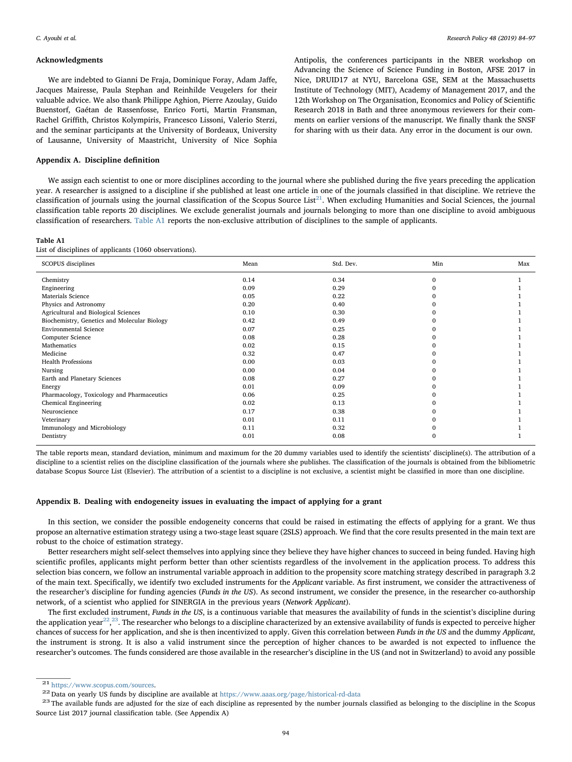## Acknowledgments

We are indebted to Gianni De Fraja, Dominique Foray, Adam Jaffe, Jacques Mairesse, Paula Stephan and Reinhilde Veugelers for their valuable advice. We also thank Philippe Aghion, Pierre Azoulay, Guido Buenstorf, Gaétan de Rassenfosse, Enrico Forti, Martin Fransman, Rachel Griffith, Christos Kolympiris, Francesco Lissoni, Valerio Sterzi, and the seminar participants at the University of Bordeaux, University of Lausanne, University of Maastricht, University of Nice Sophia Antipolis, the conferences participants in the NBER workshop on Advancing the Science of Science Funding in Boston, AFSE 2017 in Nice, DRUID17 at NYU, Barcelona GSE, SEM at the Massachusetts Institute of Technology (MIT), Academy of Management 2017, and the 12th Workshop on The Organisation, Economics and Policy of Scientific Research 2018 in Bath and three anonymous reviewers for their comments on earlier versions of the manuscript. We finally thank the SNSF for sharing with us their data. Any error in the document is our own.

## Appendix A. Discipline definition

We assign each scientist to one or more disciplines according to the journal where she published during the five years preceding the application year. A researcher is assigned to a discipline if she published at least one article in one of the journals classified in that discipline. We retrieve the classification of journals using the journal classification of the Scopus Source List[21]. When excluding Humanities and Social Sciences, the journal classification table reports 20 disciplines. We exclude generalist journals and journals belonging to more than one discipline to avoid ambiguous classification of researchers. Table A1 reports the non-exclusive attribution of disciplines to the sample of applicants.

**Table A1**
List of disciplines of applicants (1060 observations).

| SCOPUS disciplines | Mean | Std. Dev. | Min | Max |
|---|---|---|---|---|
| Chemistry | 0.14 | 0.34 | 0 | 1 |
| Engineering | 0.09 | 0.29 | 0 | 1 |
| Materials Science | 0.05 | 0.22 | 0 | 1 |
| Physics and Astronomy | 0.20 | 0.40 | 0 | 1 |
| Agricultural and Biological Sciences | 0.10 | 0.30 | 0 | 1 |
| Biochemistry, Genetics and Molecular Biology | 0.42 | 0.49 | 0 | 1 |
| Environmental Science | 0.07 | 0.25 | 0 | 1 |
| Computer Science | 0.08 | 0.28 | 0 | 1 |
| Mathematics | 0.02 | 0.15 | 0 | 1 |
| Medicine | 0.32 | 0.47 | 0 | 1 |
| Health Professions | 0.00 | 0.03 | 0 | 1 |
| Nursing | 0.00 | 0.04 | 0 | 1 |
| Earth and Planetary Sciences | 0.08 | 0.27 | 0 | 1 |
| Energy | 0.01 | 0.09 | 0 | 1 |
| Pharmacology, Toxicology and Pharmaceutics | 0.06 | 0.25 | 0 | 1 |
| Chemical Engineering | 0.02 | 0.13 | 0 | 1 |
| Neuroscience | 0.17 | 0.38 | 0 | 1 |
| Veterinary | 0.01 | 0.11 | 0 | 1 |
| Immunology and Microbiology | 0.11 | 0.32 | 0 | 1 |
| Dentistry | 0.01 | 0.08 | 0 | 1 |

The table reports mean, standard deviation, minimum and maximum for the 20 dummy variables used to identify the scientists' discipline(s). The attribution of a discipline to a scientist relies on the discipline classification of the journals where she publishes. The classification of the journals is obtained from the bibliometric database Scopus Source List (Elsevier). The attribution of a scientist to a discipline is not exclusive, a scientist might be classified in more than one discipline.

## Appendix B. Dealing with endogeneity issues in evaluating the impact of applying for a grant

In this section, we consider the possible endogeneity concerns that could be raised in estimating the effects of applying for a grant. We thus propose an alternative estimation strategy using a two-stage least square (2SLS) approach. We find that the core results presented in the main text are robust to the choice of estimation strategy.

Better researchers might self-select themselves into applying since they believe they have higher chances to succeed in being funded. Having high scientific profiles, applicants might perform better than other scientists regardless of the involvement in the application process. To address this selection bias concern, we follow an instrumental variable approach in addition to the propensity score matching strategy described in paragraph 3.2 of the main text. Specifically, we identify two excluded instruments for the *Applicant* variable. As first instrument, we consider the attractiveness of the researcher's discipline for funding agencies (*Funds in the US*). As second instrument, we consider the presence, in the researcher co-authorship network, of a scientist who applied for SINERGIA in the previous years (*Network Applicant*).

The first excluded instrument, *Funds in the US*, is a continuous variable that measures the availability of funds in the scientist's discipline during the application year[22,23]. The researcher who belongs to a discipline characterized by an extensive availability of funds is expected to perceive higher chances of success for her application, and she is then incentivized to apply. Given this correlation between *Funds in the US* and the dummy *Applicant*, the instrument is strong. It is also a valid instrument since the perception of higher chances to be awarded is not expected to influence the researcher's outcomes. The funds considered are those available in the researcher's discipline in the US (and not in Switzerland) to avoid any possible

---

[21] https://www.scopus.com/sources.

[22] Data on yearly US funds by discipline are available at https://www.aaas.org/page/historical-rd-data

[23] The available funds are adjusted for the size of each discipline as represented by the number journals classified as belonging to the discipline in the Scopus Source List 2017 journal classification table. (See Appendix A)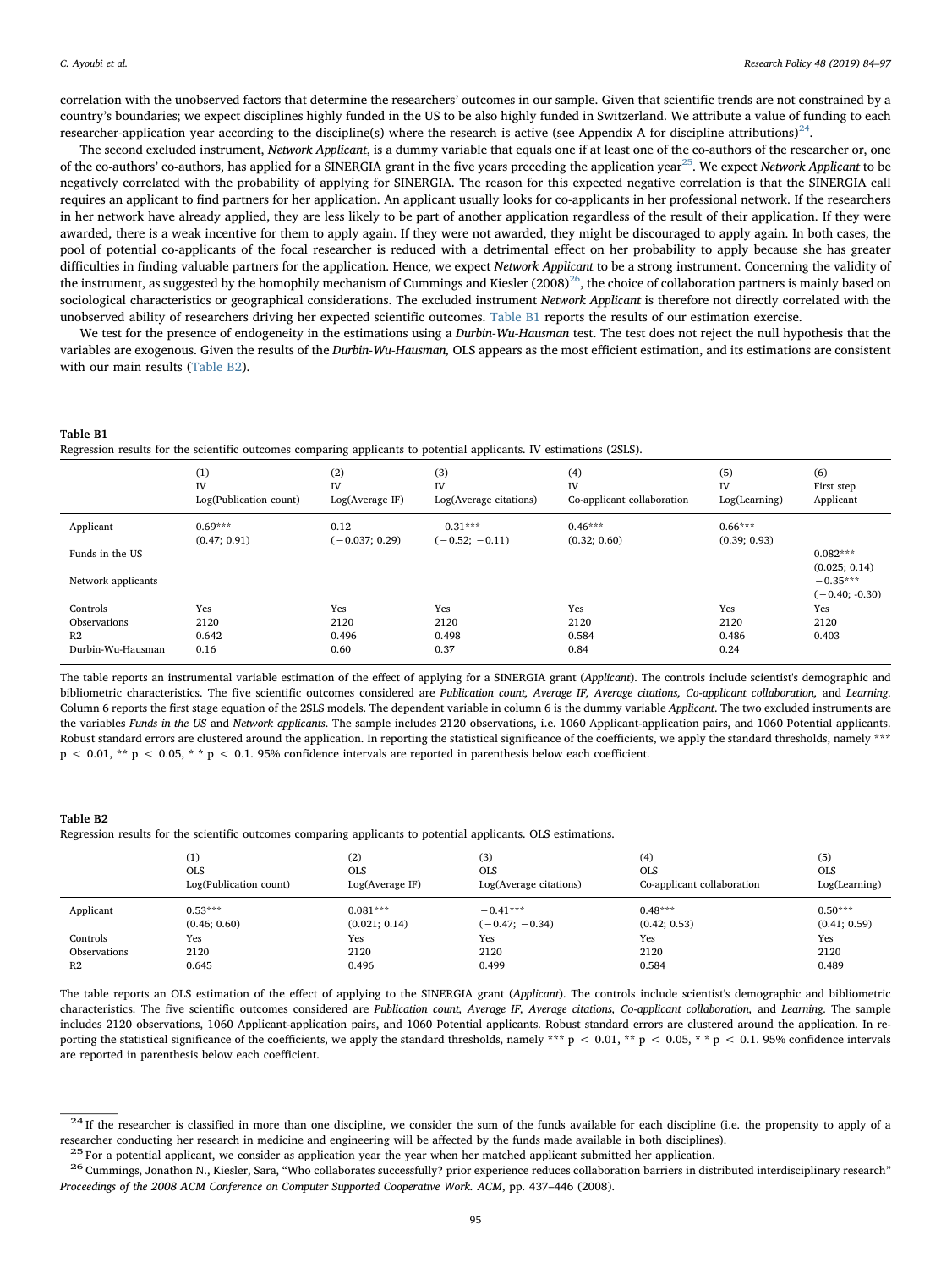correlation with the unobserved factors that determine the researchers' outcomes in our sample. Given that scientific trends are not constrained by a country's boundaries; we expect disciplines highly funded in the US to be also highly funded in Switzerland. We attribute a value of funding to each researcher-application year according to the discipline(s) where the research is active (see Appendix A for discipline attributions)[24].

The second excluded instrument, *Network Applicant*, is a dummy variable that equals one if at least one of the co-authors of the researcher or, one of the co-authors' co-authors, has applied for a SINERGIA grant in the five years preceding the application year[25]. We expect *Network Applicant* to be negatively correlated with the probability of applying for SINERGIA. The reason for this expected negative correlation is that the SINERGIA call requires an applicant to find partners for her application. An applicant usually looks for co-applicants in her professional network. If the researchers in her network have already applied, they are less likely to be part of another application regardless of the result of their application. If they were awarded, there is a weak incentive for them to apply again. If they were not awarded, they might be discouraged to apply again. In both cases, the pool of potential co-applicants of the focal researcher is reduced with a detrimental effect on her probability to apply because she has greater difficulties in finding valuable partners for the application. Hence, we expect *Network Applicant* to be a strong instrument. Concerning the validity of the instrument, as suggested by the homophily mechanism of Cummings and Kiesler (2008)[26], the choice of collaboration partners is mainly based on sociological characteristics or geographical considerations. The excluded instrument *Network Applicant* is therefore not directly correlated with the unobserved ability of researchers driving her expected scientific outcomes. Table B1 reports the results of our estimation exercise.

We test for the presence of endogeneity in the estimations using a *Durbin-Wu-Hausman* test. The test does not reject the null hypothesis that the variables are exogenous. Given the results of the *Durbin-Wu-Hausman,* OLS appears as the most efficient estimation, and its estimations are consistent with our main results (Table B2).

**Table B1**
Regression results for the scientific outcomes comparing applicants to potential applicants. IV estimations (2SLS).

| | (1) IV Log(Publication count) | (2) IV Log(Average IF) | (3) IV Log(Average citations) | (4) IV Co-applicant collaboration | (5) IV Log(Learning) | (6) First step Applicant |
|---|---|---|---|---|---|---|
| Applicant | 0.69*** | 0.12 | −0.31*** | 0.46*** | 0.66*** | |
| | (0.47; 0.91) | (−0.037; 0.29) | (−0.52; −0.11) | (0.32; 0.60) | (0.39; 0.93) | |
| Funds in the US | | | | | | 0.082*** |
| | | | | | | (0.025; 0.14) |
| Network applicants | | | | | | −0.35*** |
| | | | | | | (−0.40; -0.30) |
| Controls | Yes | Yes | Yes | Yes | Yes | Yes |
| Observations | 2120 | 2120 | 2120 | 2120 | 2120 | 2120 |
| R2 | 0.642 | 0.496 | 0.498 | 0.584 | 0.486 | 0.403 |
| Durbin-Wu-Hausman | 0.16 | 0.60 | 0.37 | 0.84 | 0.24 | |

The table reports an instrumental variable estimation of the effect of applying for a SINERGIA grant (*Applicant*). The controls include scientist's demographic and bibliometric characteristics. The five scientific outcomes considered are *Publication count, Average IF, Average citations, Co-applicant collaboration,* and *Learning*. Column 6 reports the first stage equation of the 2SLS models. The dependent variable in column 6 is the dummy variable *Applicant*. The two excluded instruments are the variables *Funds in the US* and *Network applicants*. The sample includes 2120 observations, i.e. 1060 Applicant-application pairs, and 1060 Potential applicants. Robust standard errors are clustered around the application. In reporting the statistical significance of the coefficients, we apply the standard thresholds, namely *** $p < 0.01$, ** $p < 0.05$, * * $p < 0.1$. 95% confidence intervals are reported in parenthesis below each coefficient.

**Table B2**
Regression results for the scientific outcomes comparing applicants to potential applicants. OLS estimations.

| | (1) OLS Log(Publication count) | (2) OLS Log(Average IF) | (3) OLS Log(Average citations) | (4) OLS Co-applicant collaboration | (5) OLS Log(Learning) |
|---|---|---|---|---|---|
| Applicant | 0.53*** | 0.081*** | −0.41*** | 0.48*** | 0.50*** |
| | (0.46; 0.60) | (0.021; 0.14) | (−0.47; −0.34) | (0.42; 0.53) | (0.41; 0.59) |
| Controls | Yes | Yes | Yes | Yes | Yes |
| Observations | 2120 | 2120 | 2120 | 2120 | 2120 |
| R2 | 0.645 | 0.496 | 0.499 | 0.584 | 0.489 |

The table reports an OLS estimation of the effect of applying to the SINERGIA grant (*Applicant*). The controls include scientist's demographic and bibliometric characteristics. The five scientific outcomes considered are *Publication count, Average IF, Average citations, Co-applicant collaboration,* and *Learning*. The sample includes 2120 observations, 1060 Applicant-application pairs, and 1060 Potential applicants. Robust standard errors are clustered around the application. In reporting the statistical significance of the coefficients, we apply the standard thresholds, namely *** $p < 0.01$, ** $p < 0.05$, * * $p < 0.1$. 95% confidence intervals are reported in parenthesis below each coefficient.

---

[24] If the researcher is classified in more than one discipline, we consider the sum of the funds available for each discipline (i.e. the propensity to apply of a researcher conducting her research in medicine and engineering will be affected by the funds made available in both disciplines).

[25] For a potential applicant, we consider as application year the year when her matched applicant submitted her application.

[26] Cummings, Jonathon N., Kiesler, Sara, "Who collaborates successfully? prior experience reduces collaboration barriers in distributed interdisciplinary research" *Proceedings of the 2008 ACM Conference on Computer Supported Cooperative Work. ACM*, pp. 437–446 (2008).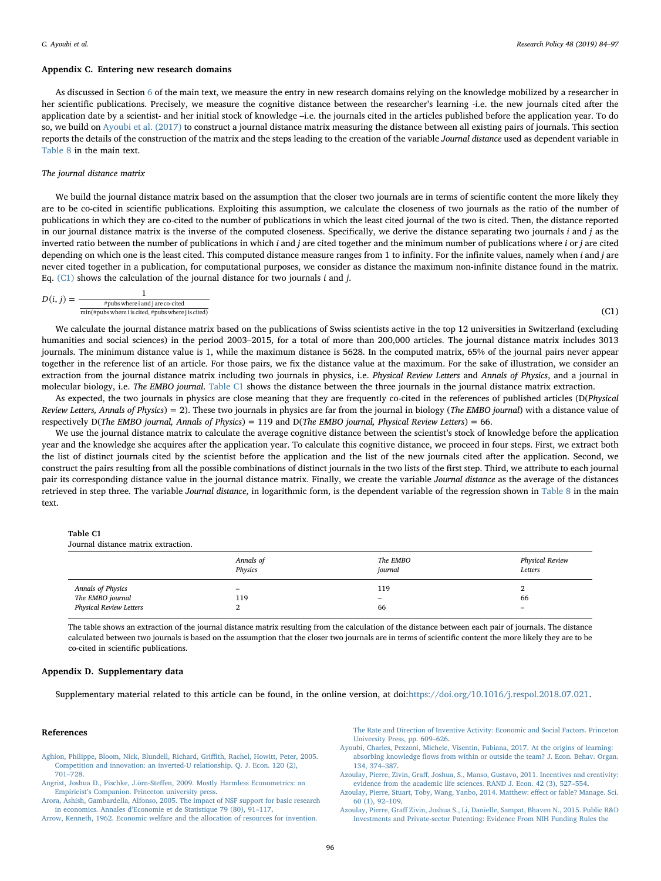## Appendix C. Entering new research domains

As discussed in Section 6 of the main text, we measure the entry in new research domains relying on the knowledge mobilized by a researcher in her scientific publications. Precisely, we measure the cognitive distance between the researcher's learning -i.e. the new journals cited after the application date by a scientist- and her initial stock of knowledge –i.e. the journals cited in the articles published before the application year. To do so, we build on Ayoubi et al. (2017) to construct a journal distance matrix measuring the distance between all existing pairs of journals. This section reports the details of the construction of the matrix and the steps leading to the creation of the variable *Journal distance* used as dependent variable in Table 8 in the main text.

*The journal distance matrix*

We build the journal distance matrix based on the assumption that the closer two journals are in terms of scientific content the more likely they are to be co-cited in scientific publications. Exploiting this assumption, we calculate the closeness of two journals as the ratio of the number of publications in which they are co-cited to the number of publications in which the least cited journal of the two is cited. Then, the distance reported in our journal distance matrix is the inverse of the computed closeness. Specifically, we derive the distance separating two journals *i* and *j* as the inverted ratio between the number of publications in which *i* and *j* are cited together and the minimum number of publications where *i* or *j* are cited depending on which one is the least cited. This computed distance measure ranges from 1 to infinity. For the infinite values, namely when *i* and *j* are never cited together in a publication, for computational purposes, we consider as distance the maximum non-infinite distance found in the matrix. Eq. (C1) shows the calculation of the journal distance for two journals *i* and *j*.

$$D(i,j) = \frac{1}{\frac{\#\text{pubs where i and j are co-cited}}{\min(\#\text{pubs where i is cited}, \#\text{pubs where j is cited})}} \tag{C1}$$

We calculate the journal distance matrix based on the publications of Swiss scientists active in the top 12 universities in Switzerland (excluding humanities and social sciences) in the period 2003–2015, for a total of more than 200,000 articles. The journal distance matrix includes 3013 journals. The minimum distance value is 1, while the maximum distance is 5628. In the computed matrix, 65% of the journal pairs never appear together in the reference list of an article. For those pairs, we fix the distance value at the maximum. For the sake of illustration, we consider an extraction from the journal distance matrix including two journals in physics, i.e. *Physical Review Letters* and *Annals of Physics*, and a journal in molecular biology, i.e. *The EMBO journal*. Table C1 shows the distance between the three journals in the journal distance matrix extraction.

As expected, the two journals in physics are close meaning that they are frequently co-cited in the references of published articles (D(*Physical Review Letters, Annals of Physics*) = 2). These two journals in physics are far from the journal in biology (*The EMBO journal*) with a distance value of respectively D(*The EMBO journal, Annals of Physics*) = 119 and D(*The EMBO journal, Physical Review Letters*) = 66.

We use the journal distance matrix to calculate the average cognitive distance between the scientist's stock of knowledge before the application year and the knowledge she acquires after the application year. To calculate this cognitive distance, we proceed in four steps. First, we extract both the list of distinct journals cited by the scientist before the application and the list of the new journals cited after the application. Second, we construct the pairs resulting from all the possible combinations of distinct journals in the two lists of the first step. Third, we attribute to each journal pair its corresponding distance value in the journal distance matrix. Finally, we create the variable *Journal distance* as the average of the distances retrieved in step three. The variable *Journal distance*, in logarithmic form, is the dependent variable of the regression shown in Table 8 in the main text.

**Table C1**
Journal distance matrix extraction.

| | *Annals of Physics* | *The EMBO journal* | *Physical Review Letters* |
|---|---|---|---|
| *Annals of Physics* | – | 119 | 2 |
| *The EMBO journal* | 119 | – | 66 |
| *Physical Review Letters* | 2 | 66 | – |

The table shows an extraction of the journal distance matrix resulting from the calculation of the distance between each pair of journals. The distance calculated between two journals is based on the assumption that the closer two journals are in terms of scientific content the more likely they are to be co-cited in scientific publications.

## Appendix D. Supplementary data

Supplementary material related to this article can be found, in the online version, at doi:https://doi.org/10.1016/j.respol.2018.07.021.

## References

Aghion, Philippe, Bloom, Nick, Blundell, Richard, Griffith, Rachel, Howitt, Peter, 2005. Competition and innovation: an inverted-U relationship. Q. J. Econ. 120 (2), 701–728.

Angrist, Joshua D., Pischke, J.örn-Steffen, 2009. Mostly Harmless Econometrics: an Empiricist's Companion. Princeton university press.

Arora, Ashish, Gambardella, Alfonso, 2005. The impact of NSF support for basic research in economics. Annales d'Economie et de Statistique 79 (80), 91–117.

Arrow, Kenneth, 1962. Economic welfare and the allocation of resources for invention. The Rate and Direction of Inventive Activity: Economic and Social Factors. Princeton University Press, pp. 609–626.

Ayoubi, Charles, Pezzoni, Michele, Visentin, Fabiana, 2017. At the origins of learning: absorbing knowledge flows from within or outside the team? J. Econ. Behav. Organ. 134, 374–387.

Azoulay, Pierre, Zivin, Graff, Joshua, S., Manso, Gustavo, 2011. Incentives and creativity: evidence from the academic life sciences. RAND J. Econ. 42 (3), 527–554.

Azoulay, Pierre, Stuart, Toby, Wang, Yanbo, 2014. Matthew: effect or fable? Manage. Sci. 60 (1), 92–109.

Azoulay, Pierre, Graff Zivin, Joshua S., Li, Danielle, Sampat, Bhaven N., 2015. Public R&D Investments and Private-sector Patenting: Evidence From NIH Funding Rules the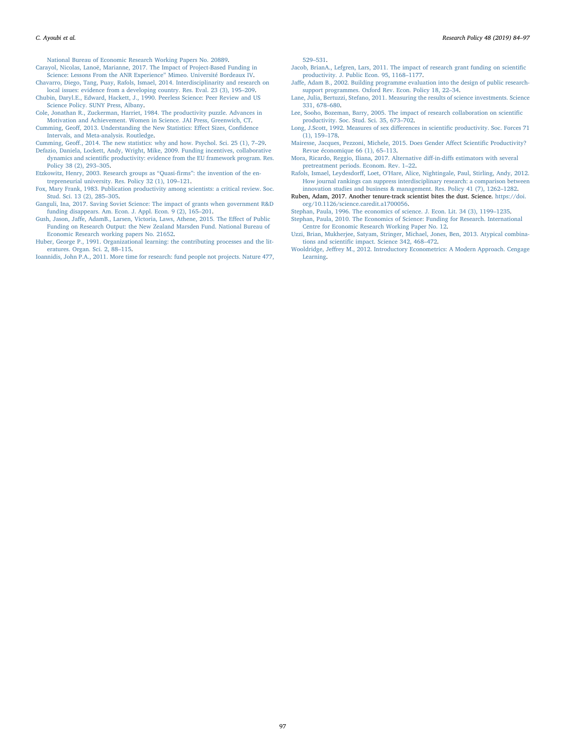National Bureau of Economic Research Working Papers No. 20889.

Carayol, Nicolas, Lanoë, Marianne, 2017. The Impact of Project-Based Funding in Science: Lessons From the ANR Experience" Mimeo. Université Bordeaux IV.

Chavarro, Diego, Tang, Puay, Rafols, Ismael, 2014. Interdisciplinarity and research on local issues: evidence from a developing country. Res. Eval. 23 (3), 195–209.

Chubin, Daryl.E., Edward, Hackett, J., 1990. Peerless Science: Peer Review and US Science Policy. SUNY Press, Albany.

Cole, Jonathan R., Zuckerman, Harriet, 1984. The productivity puzzle. Advances in Motivation and Achievement. Women in Science. JAI Press, Greenwich, CT.

Cumming, Geoff, 2013. Understanding the New Statistics: Effect Sizes, Confidence Intervals, and Meta-analysis. Routledge.

Cumming, Geoff., 2014. The new statistics: why and how. Psychol. Sci. 25 (1), 7–29.

Defazio, Daniela, Lockett, Andy, Wright, Mike, 2009. Funding incentives, collaborative dynamics and scientific productivity: evidence from the EU framework program. Res. Policy 38 (2), 293–305.

Etzkowitz, Henry, 2003. Research groups as "Quasi-firms": the invention of the entrepreneurial university. Res. Policy 32 (1), 109–121.

Fox, Mary Frank, 1983. Publication productivity among scientists: a critical review. Soc. Stud. Sci. 13 (2), 285–305.

Ganguli, Ina, 2017. Saving Soviet Science: The impact of grants when government R&D funding disappears. Am. Econ. J. Appl. Econ. 9 (2), 165–201.

Gush, Jason, Jaffe, AdamB., Larsen, Victoria, Laws, Athene, 2015. The Effect of Public Funding on Research Output: the New Zealand Marsden Fund. National Bureau of Economic Research working papers No. 21652.

Huber, George P., 1991. Organizational learning: the contributing processes and the literatures. Organ. Sci. 2, 88–115.

Ioannidis, John P.A., 2011. More time for research: fund people not projects. Nature 477, 529–531.

Jacob, BrianA., Lefgren, Lars, 2011. The impact of research grant funding on scientific productivity. J. Public Econ. 95, 1168–1177.

Jaffe, Adam B., 2002. Building programme evaluation into the design of public research-support programmes. Oxford Rev. Econ. Policy 18, 22–34.

Lane, Julia, Bertuzzi, Stefano, 2011. Measuring the results of science investments. Science 331, 678–680.

Lee, Sooho, Bozeman, Barry, 2005. The impact of research collaboration on scientific productivity. Soc. Stud. Sci. 35, 673–702.

Long, J.Scott, 1992. Measures of sex differences in scientific productivity. Soc. Forces 71 (1), 159–178.

Mairesse, Jacques, Pezzoni, Michele, 2015. Does Gender Affect Scientific Productivity? Revue économique 66 (1), 65–113.

Mora, Ricardo, Reggio, Iliana, 2017. Alternative diff-in-diffs estimators with several pretreatment periods. Econom. Rev. 1–22.

Rafols, Ismael, Leydesdorff, Loet, O'Hare, Alice, Nightingale, Paul, Stirling, Andy, 2012. How journal rankings can suppress interdisciplinary research: a comparison between innovation studies and business & management. Res. Policy 41 (7), 1262–1282.

Ruben, Adam, 2017. Another tenure-track scientist bites the dust. Science. https://doi.org/10.1126/science.caredit.a1700056.

Stephan, Paula, 1996. The economics of science. J. Econ. Lit. 34 (3), 1199–1235.

Stephan, Paula, 2010. The Economics of Science: Funding for Research. International Centre for Economic Research Working Paper No. 12.

Uzzi, Brian, Mukherjee, Satyam, Stringer, Michael, Jones, Ben, 2013. Atypical combinations and scientific impact. Science 342, 468–472.

Wooldridge, Jeffrey M., 2012. Introductory Econometrics: A Modern Approach. Cengage Learning.